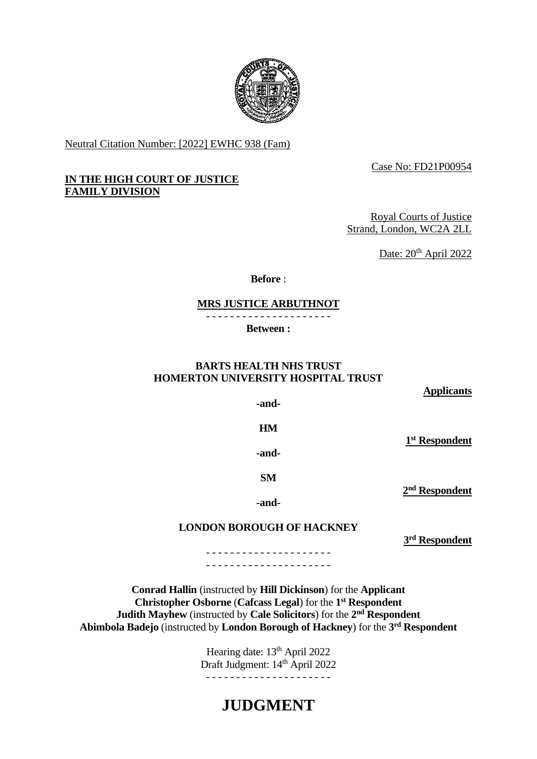Neutral Citation Number: [2022] EWHC 938 (Fam)

Case No: FD21P00954

**IN THE HIGH COURT OF JUSTICE**
**FAMILY DIVISION**

Royal Courts of Justice
Strand, London, WC2A 2LL

Date: 20th April 2022

**Before** :

**MRS JUSTICE ARBUTHNOT**

- - - - - - - - - - - - - - - - - - - - -

**Between :**

**BARTS HEALTH NHS TRUST**
**HOMERTON UNIVERSITY HOSPITAL TRUST**

**Applicants**

**-and-**

**HM**

**1st Respondent**

**-and-**

**SM**

**2nd Respondent**

**-and-**

**LONDON BOROUGH OF HACKNEY**

**3rd Respondent**

- - - - - - - - - - - - - - - - - - - - -
- - - - - - - - - - - - - - - - - - - - -

**Conrad Hallin** (instructed by **Hill Dickinson**) for the **Applicant**
**Christopher Osborne** (**Cafcass Legal**) for the **1st Respondent**
**Judith Mayhew** (instructed by **Cale Solicitors**) for the **2nd Respondent**
**Abimbola Badejo** (instructed by **London Borough of Hackney**) for the **3rd Respondent**

Hearing date: 13th April 2022
Draft Judgment: 14th April 2022

- - - - - - - - - - - - - - - - - - - - -

# JUDGMENT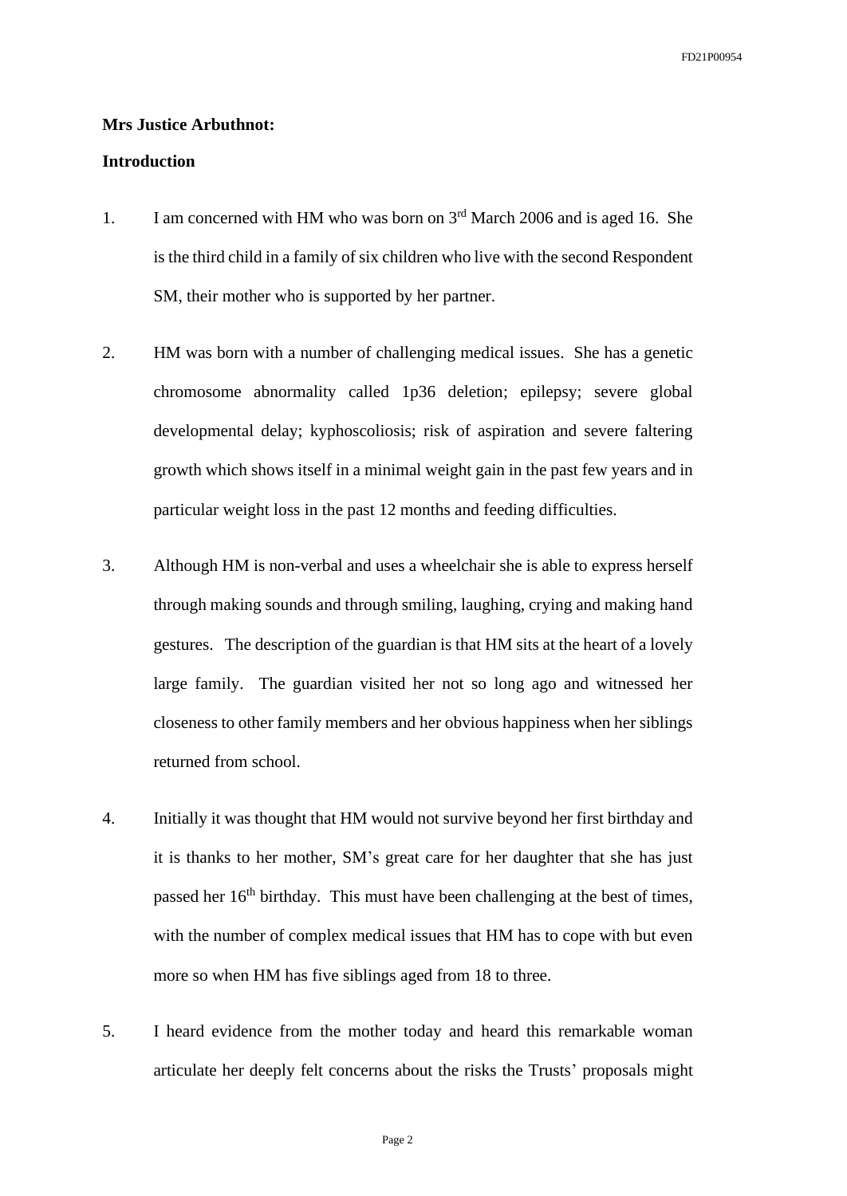**Mrs Justice Arbuthnot:**

**Introduction**

1. I am concerned with HM who was born on 3rd March 2006 and is aged 16. She is the third child in a family of six children who live with the second Respondent SM, their mother who is supported by her partner.

2. HM was born with a number of challenging medical issues. She has a genetic chromosome abnormality called 1p36 deletion; epilepsy; severe global developmental delay; kyphoscoliosis; risk of aspiration and severe faltering growth which shows itself in a minimal weight gain in the past few years and in particular weight loss in the past 12 months and feeding difficulties.

3. Although HM is non-verbal and uses a wheelchair she is able to express herself through making sounds and through smiling, laughing, crying and making hand gestures. The description of the guardian is that HM sits at the heart of a lovely large family. The guardian visited her not so long ago and witnessed her closeness to other family members and her obvious happiness when her siblings returned from school.

4. Initially it was thought that HM would not survive beyond her first birthday and it is thanks to her mother, SM's great care for her daughter that she has just passed her 16th birthday. This must have been challenging at the best of times, with the number of complex medical issues that HM has to cope with but even more so when HM has five siblings aged from 18 to three.

5. I heard evidence from the mother today and heard this remarkable woman articulate her deeply felt concerns about the risks the Trusts' proposals might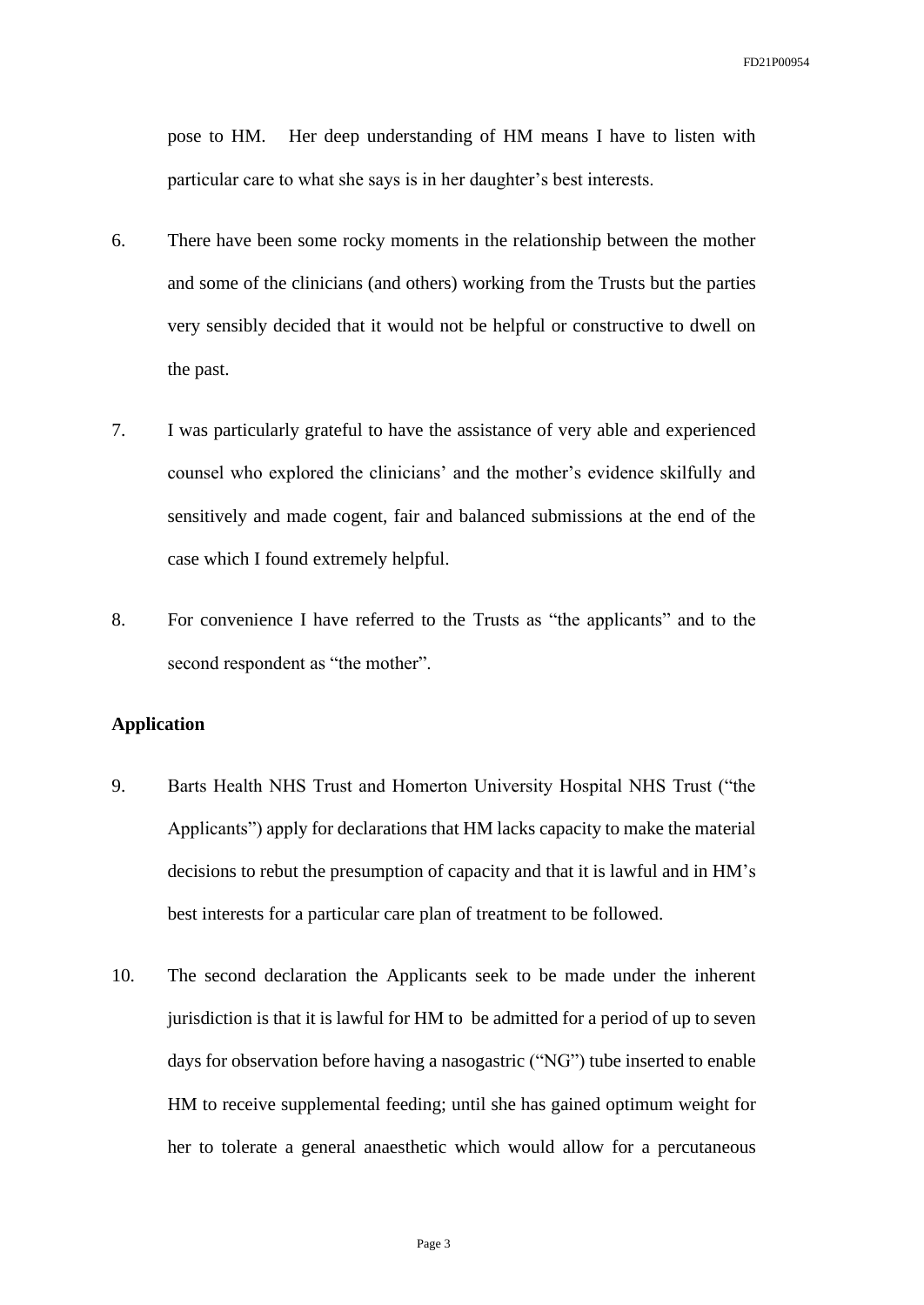pose to HM. Her deep understanding of HM means I have to listen with particular care to what she says is in her daughter's best interests.

6. There have been some rocky moments in the relationship between the mother and some of the clinicians (and others) working from the Trusts but the parties very sensibly decided that it would not be helpful or constructive to dwell on the past.

7. I was particularly grateful to have the assistance of very able and experienced counsel who explored the clinicians' and the mother's evidence skilfully and sensitively and made cogent, fair and balanced submissions at the end of the case which I found extremely helpful.

8. For convenience I have referred to the Trusts as "the applicants" and to the second respondent as "the mother".

**Application**

9. Barts Health NHS Trust and Homerton University Hospital NHS Trust ("the Applicants") apply for declarations that HM lacks capacity to make the material decisions to rebut the presumption of capacity and that it is lawful and in HM's best interests for a particular care plan of treatment to be followed.

10. The second declaration the Applicants seek to be made under the inherent jurisdiction is that it is lawful for HM to be admitted for a period of up to seven days for observation before having a nasogastric ("NG") tube inserted to enable HM to receive supplemental feeding; until she has gained optimum weight for her to tolerate a general anaesthetic which would allow for a percutaneous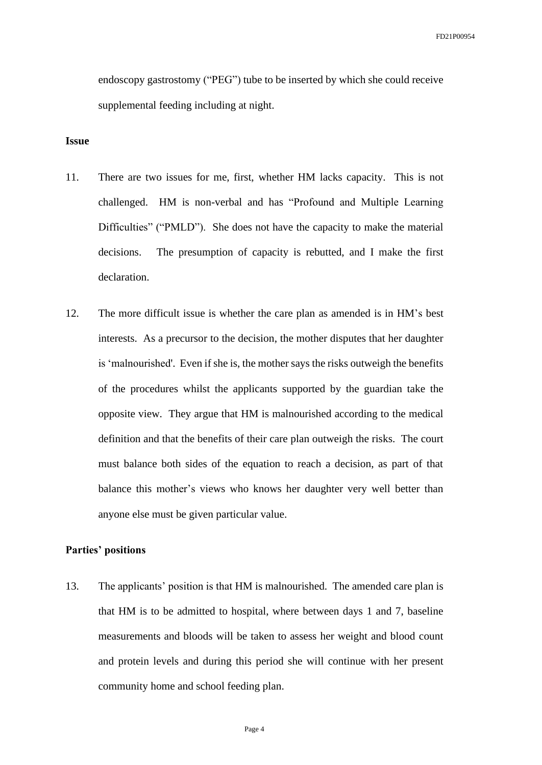endoscopy gastrostomy ("PEG") tube to be inserted by which she could receive supplemental feeding including at night.

**Issue**

11. There are two issues for me, first, whether HM lacks capacity. This is not challenged. HM is non-verbal and has "Profound and Multiple Learning Difficulties" ("PMLD"). She does not have the capacity to make the material decisions. The presumption of capacity is rebutted, and I make the first declaration.

12. The more difficult issue is whether the care plan as amended is in HM's best interests. As a precursor to the decision, the mother disputes that her daughter is 'malnourished'. Even if she is, the mother says the risks outweigh the benefits of the procedures whilst the applicants supported by the guardian take the opposite view. They argue that HM is malnourished according to the medical definition and that the benefits of their care plan outweigh the risks. The court must balance both sides of the equation to reach a decision, as part of that balance this mother's views who knows her daughter very well better than anyone else must be given particular value.

**Parties' positions**

13. The applicants' position is that HM is malnourished. The amended care plan is that HM is to be admitted to hospital, where between days 1 and 7, baseline measurements and bloods will be taken to assess her weight and blood count and protein levels and during this period she will continue with her present community home and school feeding plan.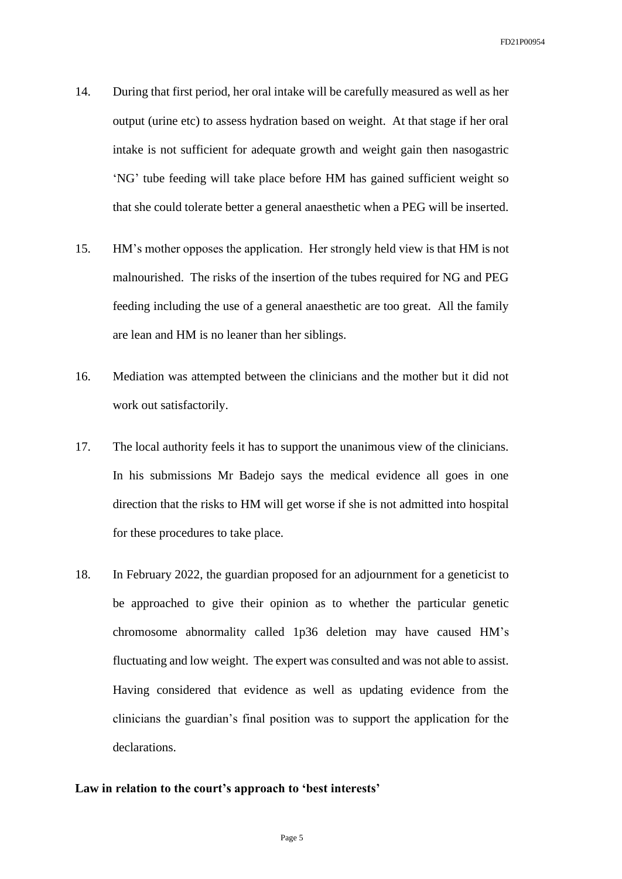14. During that first period, her oral intake will be carefully measured as well as her output (urine etc) to assess hydration based on weight. At that stage if her oral intake is not sufficient for adequate growth and weight gain then nasogastric 'NG' tube feeding will take place before HM has gained sufficient weight so that she could tolerate better a general anaesthetic when a PEG will be inserted.

15. HM's mother opposes the application. Her strongly held view is that HM is not malnourished. The risks of the insertion of the tubes required for NG and PEG feeding including the use of a general anaesthetic are too great. All the family are lean and HM is no leaner than her siblings.

16. Mediation was attempted between the clinicians and the mother but it did not work out satisfactorily.

17. The local authority feels it has to support the unanimous view of the clinicians. In his submissions Mr Badejo says the medical evidence all goes in one direction that the risks to HM will get worse if she is not admitted into hospital for these procedures to take place.

18. In February 2022, the guardian proposed for an adjournment for a geneticist to be approached to give their opinion as to whether the particular genetic chromosome abnormality called 1p36 deletion may have caused HM's fluctuating and low weight. The expert was consulted and was not able to assist. Having considered that evidence as well as updating evidence from the clinicians the guardian's final position was to support the application for the declarations.

**Law in relation to the court's approach to 'best interests'**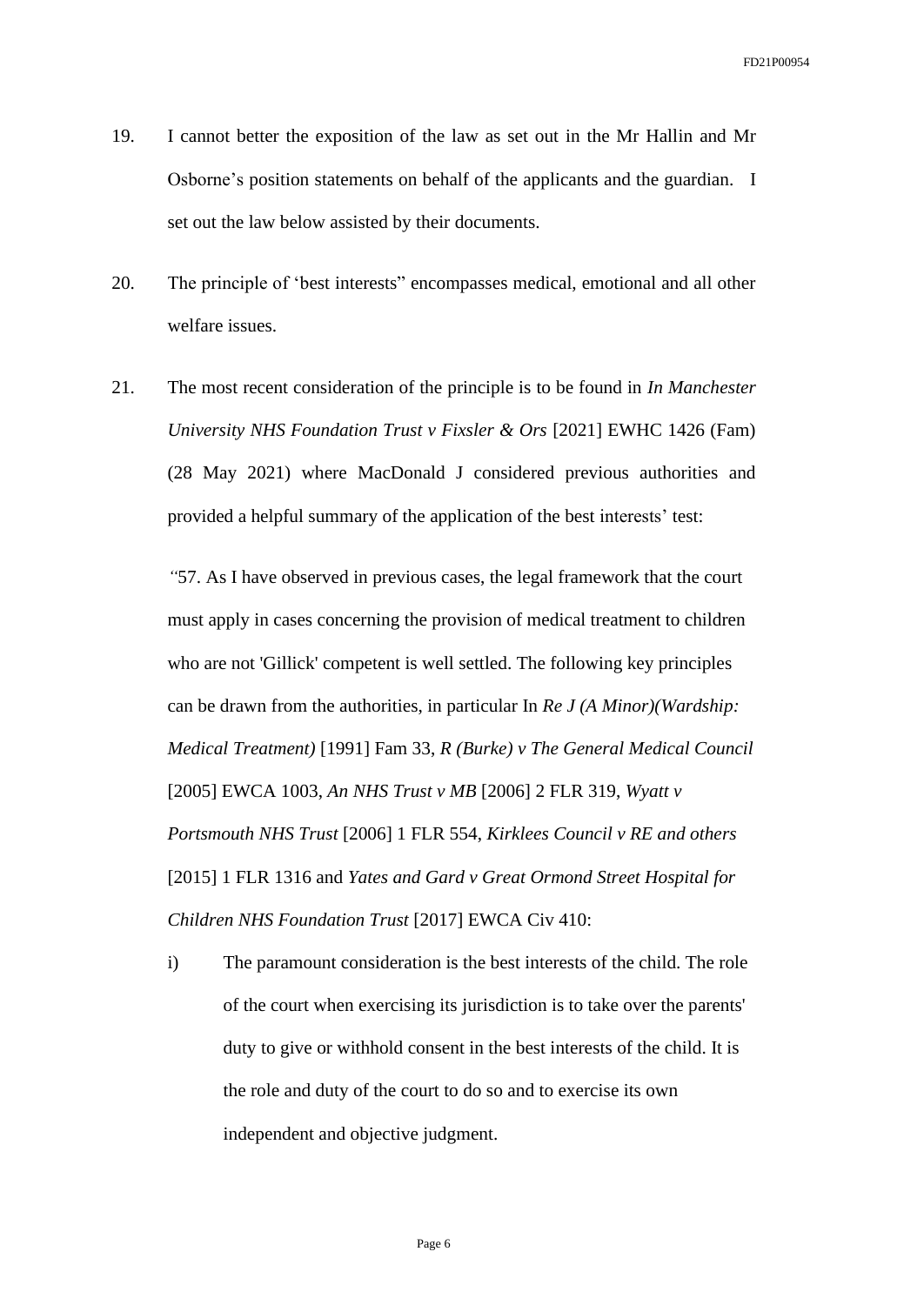19. I cannot better the exposition of the law as set out in the Mr Hallin and Mr Osborne's position statements on behalf of the applicants and the guardian. I set out the law below assisted by their documents.

20. The principle of 'best interests" encompasses medical, emotional and all other welfare issues.

21. The most recent consideration of the principle is to be found in *In Manchester University NHS Foundation Trust v Fixsler & Ors* [2021] EWHC 1426 (Fam) (28 May 2021) where MacDonald J considered previous authorities and provided a helpful summary of the application of the best interests' test:

   "57. As I have observed in previous cases, the legal framework that the court must apply in cases concerning the provision of medical treatment to children who are not 'Gillick' competent is well settled. The following key principles can be drawn from the authorities, in particular In *Re J (A Minor)(Wardship: Medical Treatment)* [1991] Fam 33, *R (Burke) v The General Medical Council* [2005] EWCA 1003, *An NHS Trust v MB* [2006] 2 FLR 319, *Wyatt v Portsmouth NHS Trust* [2006] 1 FLR 554, *Kirklees Council v RE and others* [2015] 1 FLR 1316 and *Yates and Gard v Great Ormond Street Hospital for Children NHS Foundation Trust* [2017] EWCA Civ 410:

   i) The paramount consideration is the best interests of the child. The role of the court when exercising its jurisdiction is to take over the parents' duty to give or withhold consent in the best interests of the child. It is the role and duty of the court to do so and to exercise its own independent and objective judgment.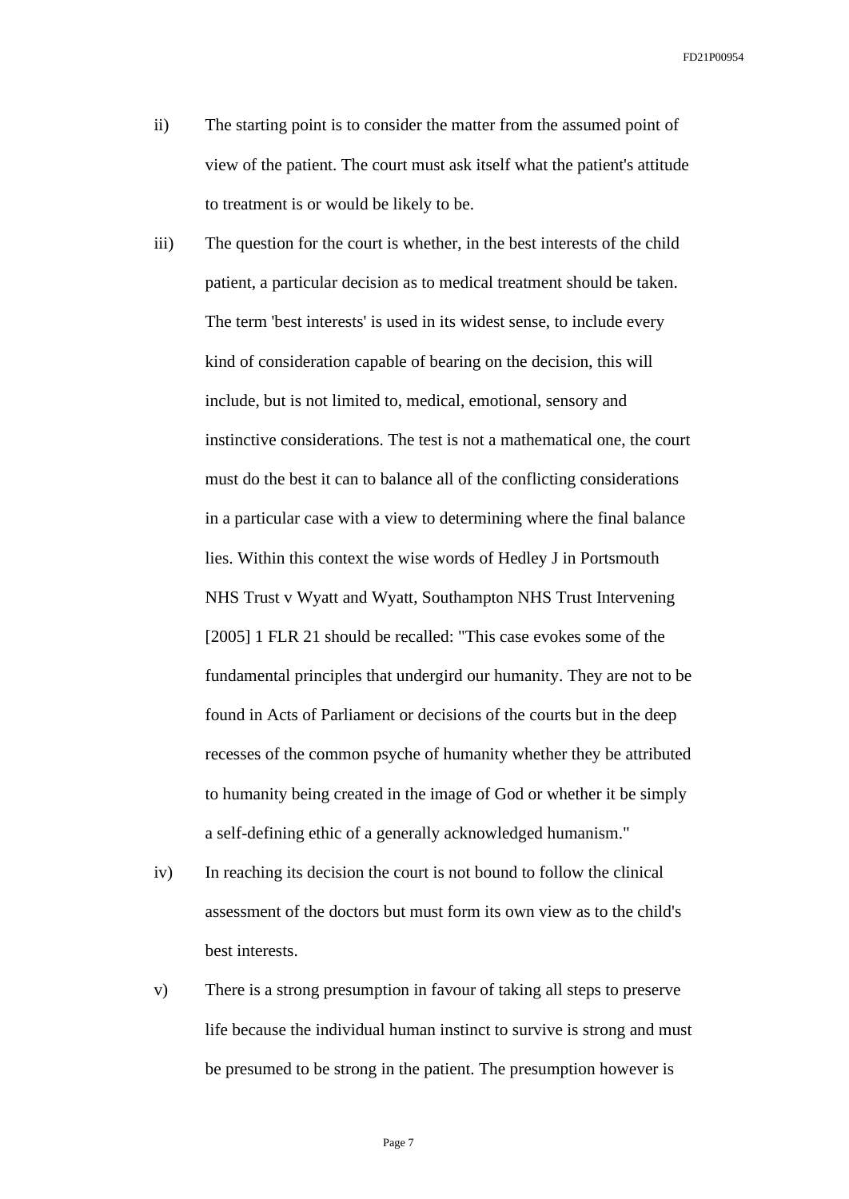ii) The starting point is to consider the matter from the assumed point of view of the patient. The court must ask itself what the patient's attitude to treatment is or would be likely to be.

iii) The question for the court is whether, in the best interests of the child patient, a particular decision as to medical treatment should be taken. The term 'best interests' is used in its widest sense, to include every kind of consideration capable of bearing on the decision, this will include, but is not limited to, medical, emotional, sensory and instinctive considerations. The test is not a mathematical one, the court must do the best it can to balance all of the conflicting considerations in a particular case with a view to determining where the final balance lies. Within this context the wise words of Hedley J in Portsmouth NHS Trust v Wyatt and Wyatt, Southampton NHS Trust Intervening [2005] 1 FLR 21 should be recalled: "This case evokes some of the fundamental principles that undergird our humanity. They are not to be found in Acts of Parliament or decisions of the courts but in the deep recesses of the common psyche of humanity whether they be attributed to humanity being created in the image of God or whether it be simply a self-defining ethic of a generally acknowledged humanism."

iv) In reaching its decision the court is not bound to follow the clinical assessment of the doctors but must form its own view as to the child's best interests.

v) There is a strong presumption in favour of taking all steps to preserve life because the individual human instinct to survive is strong and must be presumed to be strong in the patient. The presumption however is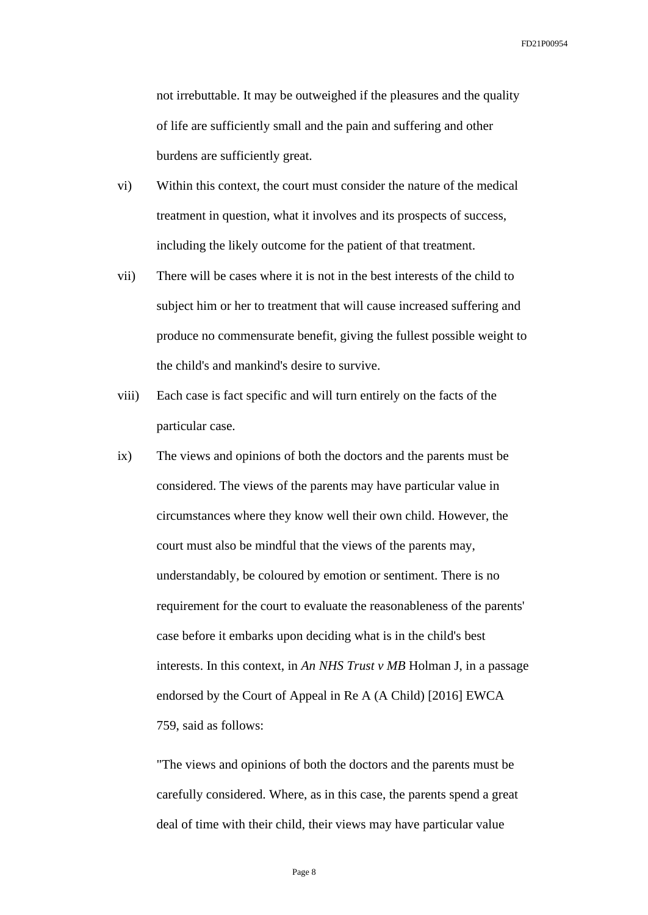not irrebuttable. It may be outweighed if the pleasures and the quality of life are sufficiently small and the pain and suffering and other burdens are sufficiently great.

vi) Within this context, the court must consider the nature of the medical treatment in question, what it involves and its prospects of success, including the likely outcome for the patient of that treatment.

vii) There will be cases where it is not in the best interests of the child to subject him or her to treatment that will cause increased suffering and produce no commensurate benefit, giving the fullest possible weight to the child's and mankind's desire to survive.

viii) Each case is fact specific and will turn entirely on the facts of the particular case.

ix) The views and opinions of both the doctors and the parents must be considered. The views of the parents may have particular value in circumstances where they know well their own child. However, the court must also be mindful that the views of the parents may, understandably, be coloured by emotion or sentiment. There is no requirement for the court to evaluate the reasonableness of the parents' case before it embarks upon deciding what is in the child's best interests. In this context, in *An NHS Trust v MB* Holman J, in a passage endorsed by the Court of Appeal in Re A (A Child) [2016] EWCA 759, said as follows:

> "The views and opinions of both the doctors and the parents must be carefully considered. Where, as in this case, the parents spend a great deal of time with their child, their views may have particular value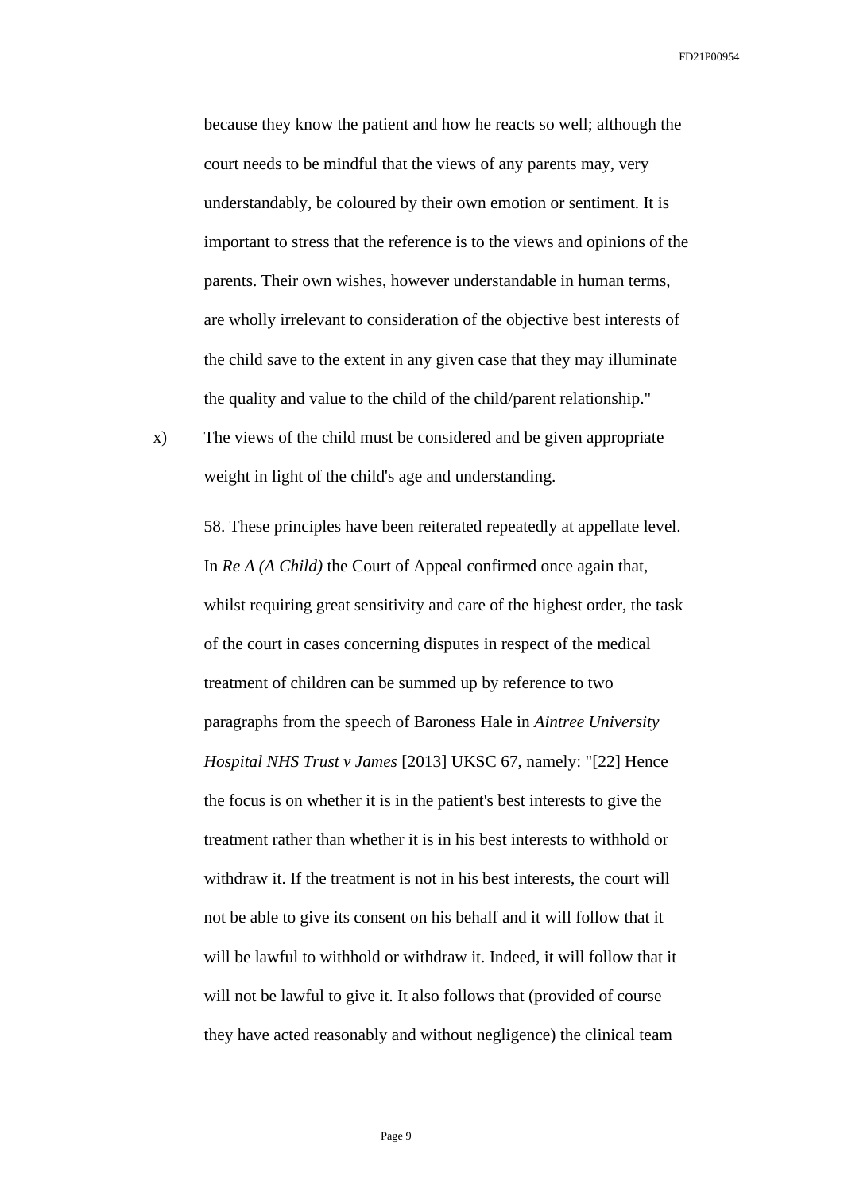because they know the patient and how he reacts so well; although the court needs to be mindful that the views of any parents may, very understandably, be coloured by their own emotion or sentiment. It is important to stress that the reference is to the views and opinions of the parents. Their own wishes, however understandable in human terms, are wholly irrelevant to consideration of the objective best interests of the child save to the extent in any given case that they may illuminate the quality and value to the child of the child/parent relationship."

x) The views of the child must be considered and be given appropriate weight in light of the child's age and understanding.

58. These principles have been reiterated repeatedly at appellate level. In *Re A (A Child)* the Court of Appeal confirmed once again that, whilst requiring great sensitivity and care of the highest order, the task of the court in cases concerning disputes in respect of the medical treatment of children can be summed up by reference to two paragraphs from the speech of Baroness Hale in *Aintree University Hospital NHS Trust v James* [2013] UKSC 67, namely: "[22] Hence the focus is on whether it is in the patient's best interests to give the treatment rather than whether it is in his best interests to withhold or withdraw it. If the treatment is not in his best interests, the court will not be able to give its consent on his behalf and it will follow that it will be lawful to withhold or withdraw it. Indeed, it will follow that it will not be lawful to give it. It also follows that (provided of course they have acted reasonably and without negligence) the clinical team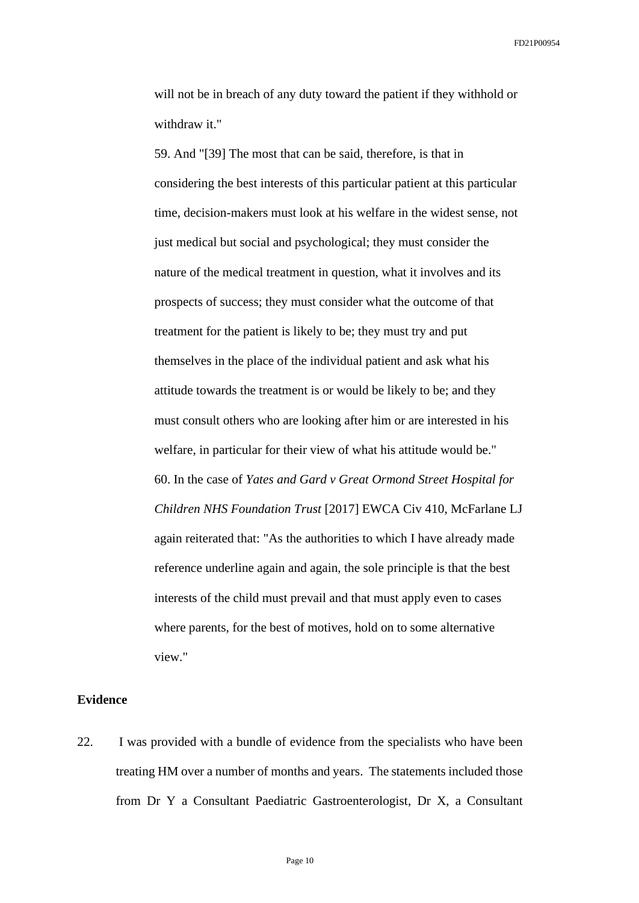will not be in breach of any duty toward the patient if they withhold or withdraw it."

59. And "[39] The most that can be said, therefore, is that in considering the best interests of this particular patient at this particular time, decision-makers must look at his welfare in the widest sense, not just medical but social and psychological; they must consider the nature of the medical treatment in question, what it involves and its prospects of success; they must consider what the outcome of that treatment for the patient is likely to be; they must try and put themselves in the place of the individual patient and ask what his attitude towards the treatment is or would be likely to be; and they must consult others who are looking after him or are interested in his welfare, in particular for their view of what his attitude would be."

60. In the case of *Yates and Gard v Great Ormond Street Hospital for Children NHS Foundation Trust* [2017] EWCA Civ 410, McFarlane LJ again reiterated that: "As the authorities to which I have already made reference underline again and again, the sole principle is that the best interests of the child must prevail and that must apply even to cases where parents, for the best of motives, hold on to some alternative view."

**Evidence**

22. I was provided with a bundle of evidence from the specialists who have been treating HM over a number of months and years. The statements included those from Dr Y a Consultant Paediatric Gastroenterologist, Dr X, a Consultant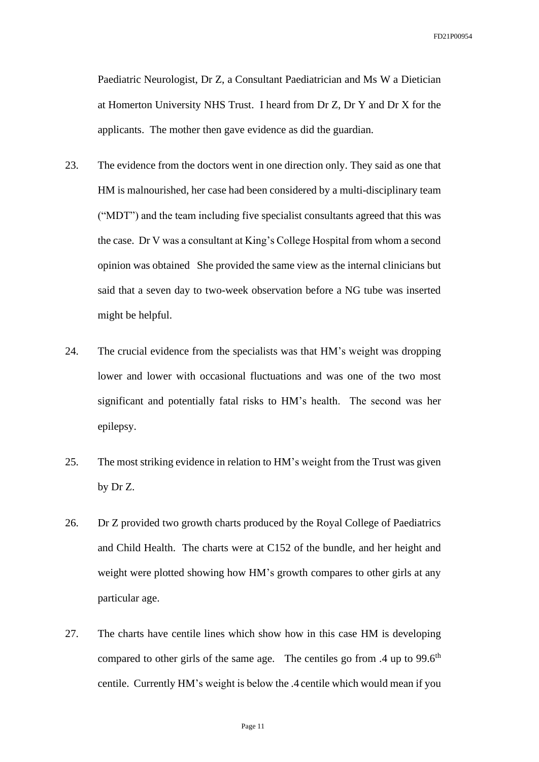Paediatric Neurologist, Dr Z, a Consultant Paediatrician and Ms W a Dietician at Homerton University NHS Trust. I heard from Dr Z, Dr Y and Dr X for the applicants. The mother then gave evidence as did the guardian.

23. The evidence from the doctors went in one direction only. They said as one that HM is malnourished, her case had been considered by a multi-disciplinary team ("MDT") and the team including five specialist consultants agreed that this was the case. Dr V was a consultant at King's College Hospital from whom a second opinion was obtained She provided the same view as the internal clinicians but said that a seven day to two-week observation before a NG tube was inserted might be helpful.

24. The crucial evidence from the specialists was that HM's weight was dropping lower and lower with occasional fluctuations and was one of the two most significant and potentially fatal risks to HM's health. The second was her epilepsy.

25. The most striking evidence in relation to HM's weight from the Trust was given by Dr Z.

26. Dr Z provided two growth charts produced by the Royal College of Paediatrics and Child Health. The charts were at C152 of the bundle, and her height and weight were plotted showing how HM's growth compares to other girls at any particular age.

27. The charts have centile lines which show how in this case HM is developing compared to other girls of the same age. The centiles go from .4 up to 99.6th centile. Currently HM's weight is below the .4 centile which would mean if you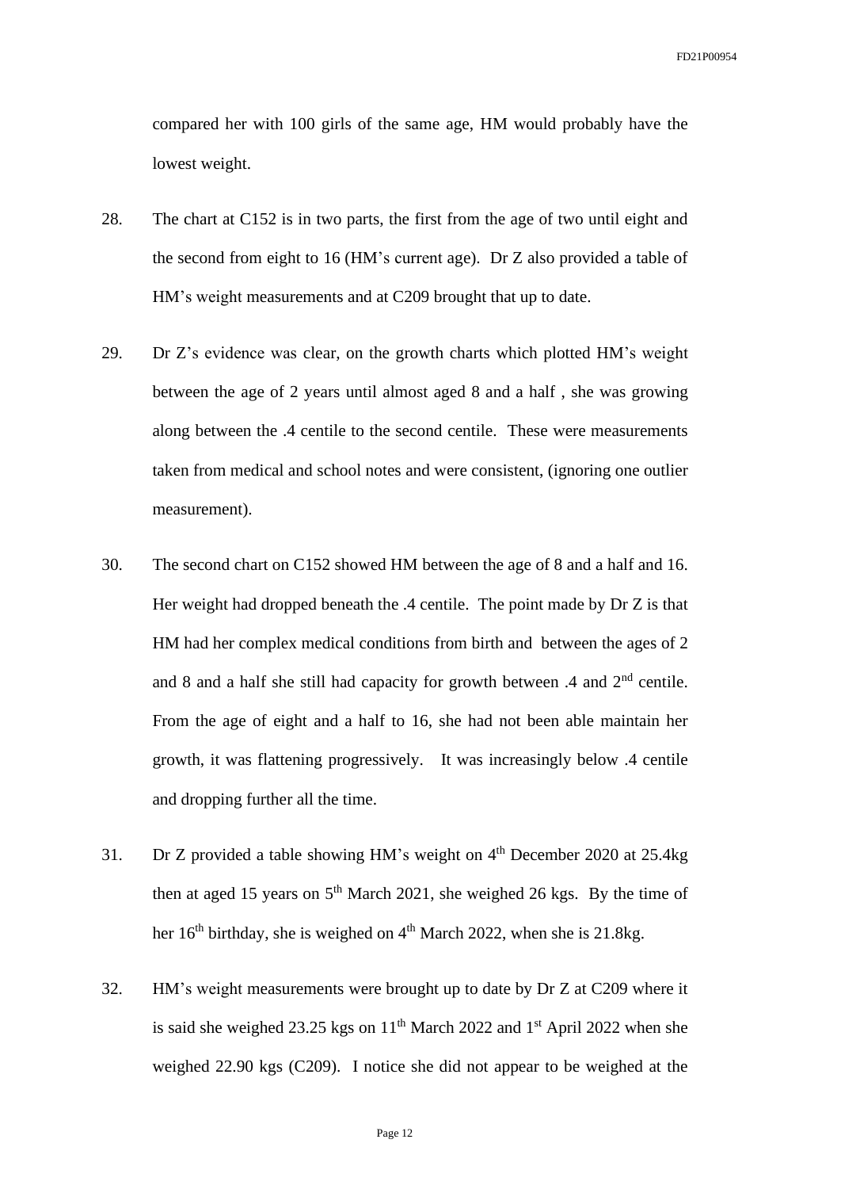compared her with 100 girls of the same age, HM would probably have the lowest weight.

28. The chart at C152 is in two parts, the first from the age of two until eight and the second from eight to 16 (HM's current age). Dr Z also provided a table of HM's weight measurements and at C209 brought that up to date.

29. Dr Z's evidence was clear, on the growth charts which plotted HM's weight between the age of 2 years until almost aged 8 and a half , she was growing along between the .4 centile to the second centile. These were measurements taken from medical and school notes and were consistent, (ignoring one outlier measurement).

30. The second chart on C152 showed HM between the age of 8 and a half and 16. Her weight had dropped beneath the .4 centile. The point made by Dr Z is that HM had her complex medical conditions from birth and between the ages of 2 and 8 and a half she still had capacity for growth between .4 and 2nd centile. From the age of eight and a half to 16, she had not been able maintain her growth, it was flattening progressively. It was increasingly below .4 centile and dropping further all the time.

31. Dr Z provided a table showing HM's weight on 4th December 2020 at 25.4kg then at aged 15 years on 5th March 2021, she weighed 26 kgs. By the time of her 16th birthday, she is weighed on 4th March 2022, when she is 21.8kg.

32. HM's weight measurements were brought up to date by Dr Z at C209 where it is said she weighed 23.25 kgs on 11th March 2022 and 1st April 2022 when she weighed 22.90 kgs (C209). I notice she did not appear to be weighed at the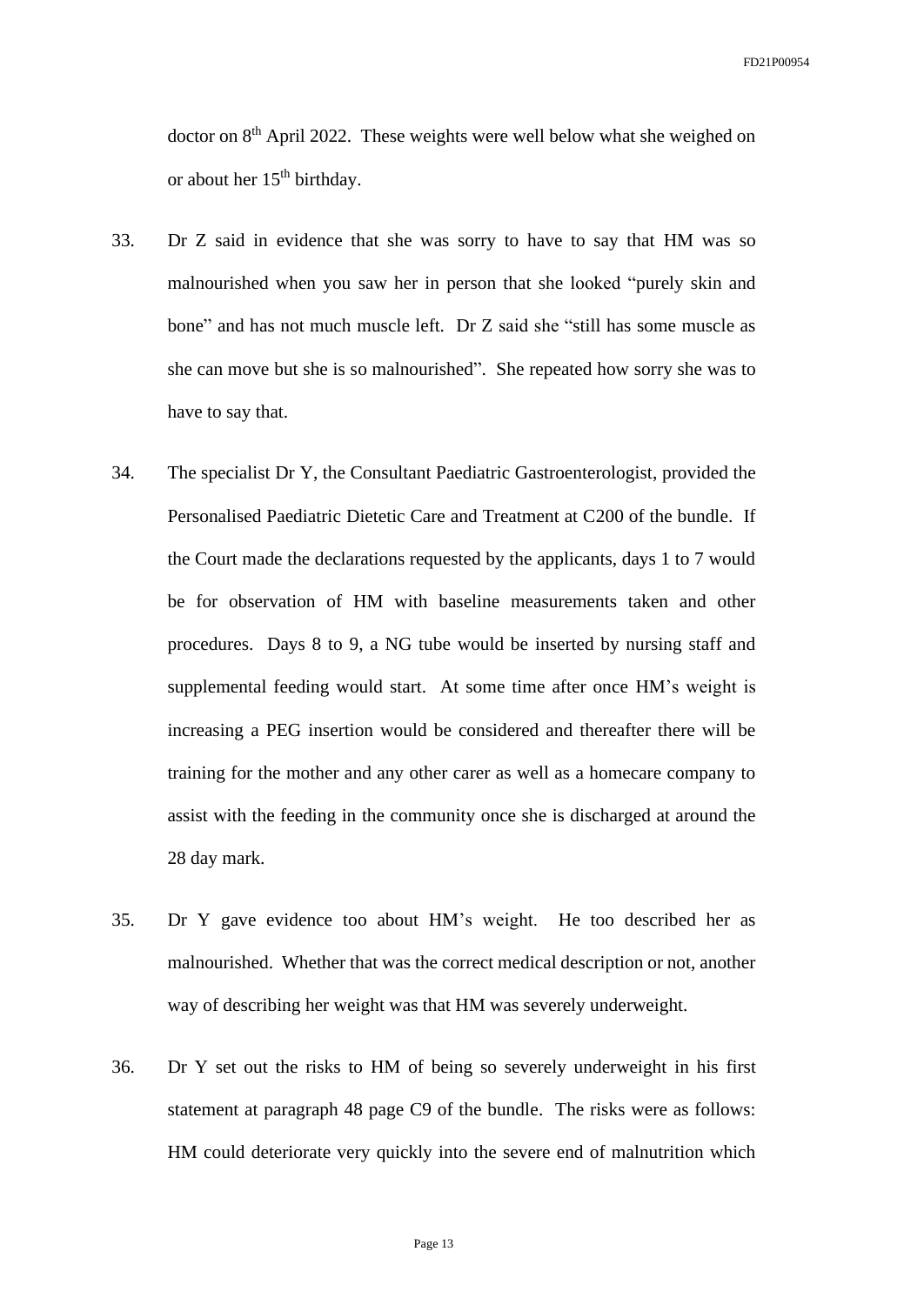doctor on 8th April 2022. These weights were well below what she weighed on or about her 15th birthday.

33. Dr Z said in evidence that she was sorry to have to say that HM was so malnourished when you saw her in person that she looked "purely skin and bone" and has not much muscle left. Dr Z said she "still has some muscle as she can move but she is so malnourished". She repeated how sorry she was to have to say that.

34. The specialist Dr Y, the Consultant Paediatric Gastroenterologist, provided the Personalised Paediatric Dietetic Care and Treatment at C200 of the bundle. If the Court made the declarations requested by the applicants, days 1 to 7 would be for observation of HM with baseline measurements taken and other procedures. Days 8 to 9, a NG tube would be inserted by nursing staff and supplemental feeding would start. At some time after once HM's weight is increasing a PEG insertion would be considered and thereafter there will be training for the mother and any other carer as well as a homecare company to assist with the feeding in the community once she is discharged at around the 28 day mark.

35. Dr Y gave evidence too about HM's weight. He too described her as malnourished. Whether that was the correct medical description or not, another way of describing her weight was that HM was severely underweight.

36. Dr Y set out the risks to HM of being so severely underweight in his first statement at paragraph 48 page C9 of the bundle. The risks were as follows: HM could deteriorate very quickly into the severe end of malnutrition which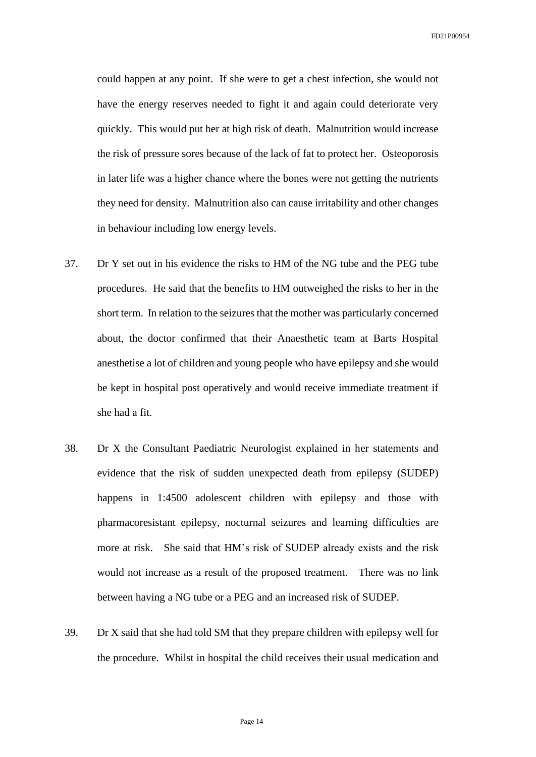could happen at any point. If she were to get a chest infection, she would not have the energy reserves needed to fight it and again could deteriorate very quickly. This would put her at high risk of death. Malnutrition would increase the risk of pressure sores because of the lack of fat to protect her. Osteoporosis in later life was a higher chance where the bones were not getting the nutrients they need for density. Malnutrition also can cause irritability and other changes in behaviour including low energy levels.

37. Dr Y set out in his evidence the risks to HM of the NG tube and the PEG tube procedures. He said that the benefits to HM outweighed the risks to her in the short term. In relation to the seizures that the mother was particularly concerned about, the doctor confirmed that their Anaesthetic team at Barts Hospital anesthetise a lot of children and young people who have epilepsy and she would be kept in hospital post operatively and would receive immediate treatment if she had a fit.

38. Dr X the Consultant Paediatric Neurologist explained in her statements and evidence that the risk of sudden unexpected death from epilepsy (SUDEP) happens in 1:4500 adolescent children with epilepsy and those with pharmacoresistant epilepsy, nocturnal seizures and learning difficulties are more at risk. She said that HM's risk of SUDEP already exists and the risk would not increase as a result of the proposed treatment. There was no link between having a NG tube or a PEG and an increased risk of SUDEP.

39. Dr X said that she had told SM that they prepare children with epilepsy well for the procedure. Whilst in hospital the child receives their usual medication and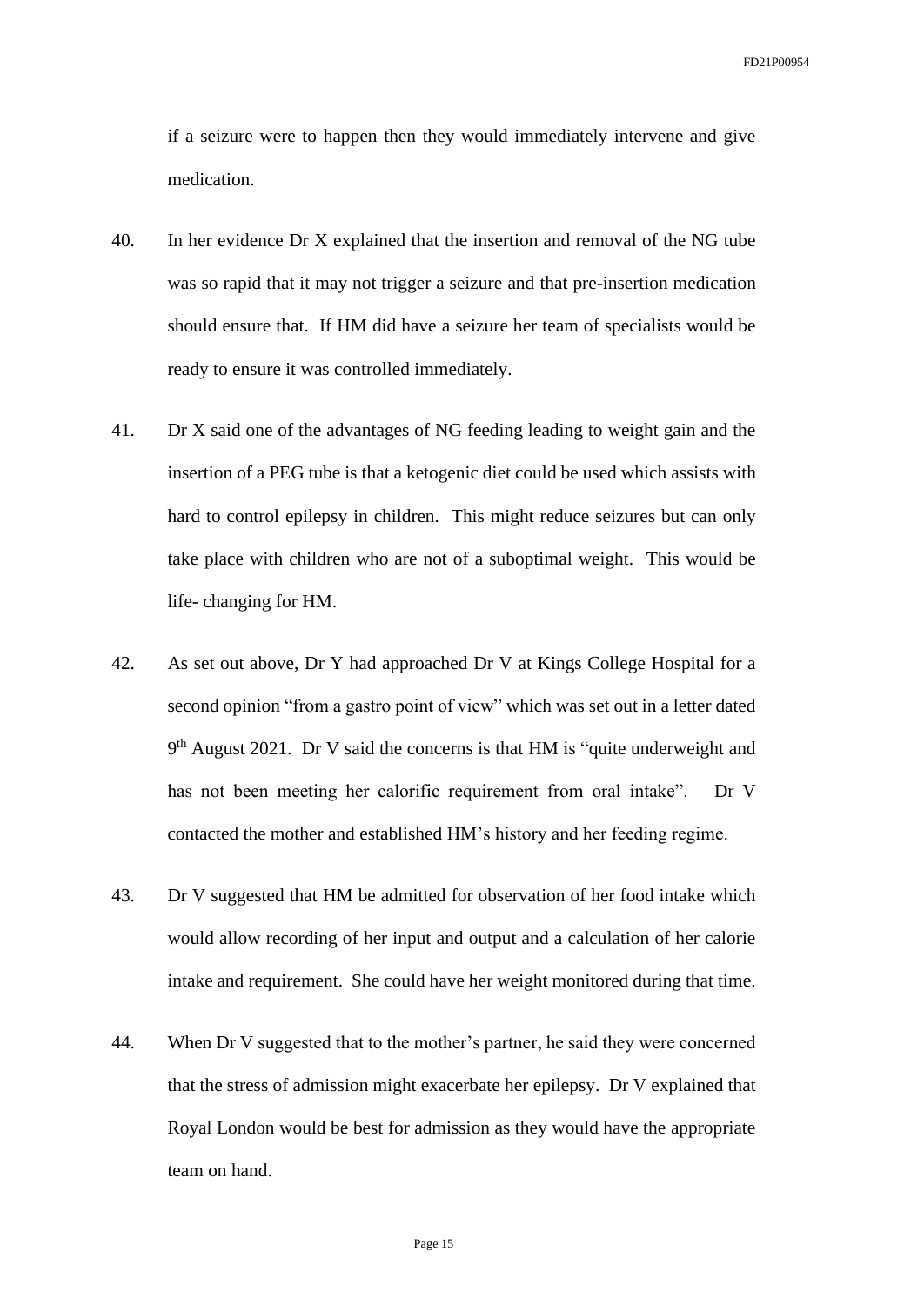if a seizure were to happen then they would immediately intervene and give medication.

40. In her evidence Dr X explained that the insertion and removal of the NG tube was so rapid that it may not trigger a seizure and that pre-insertion medication should ensure that. If HM did have a seizure her team of specialists would be ready to ensure it was controlled immediately.

41. Dr X said one of the advantages of NG feeding leading to weight gain and the insertion of a PEG tube is that a ketogenic diet could be used which assists with hard to control epilepsy in children. This might reduce seizures but can only take place with children who are not of a suboptimal weight. This would be life- changing for HM.

42. As set out above, Dr Y had approached Dr V at Kings College Hospital for a second opinion "from a gastro point of view" which was set out in a letter dated 9th August 2021. Dr V said the concerns is that HM is "quite underweight and has not been meeting her calorific requirement from oral intake". Dr V contacted the mother and established HM's history and her feeding regime.

43. Dr V suggested that HM be admitted for observation of her food intake which would allow recording of her input and output and a calculation of her calorie intake and requirement. She could have her weight monitored during that time.

44. When Dr V suggested that to the mother's partner, he said they were concerned that the stress of admission might exacerbate her epilepsy. Dr V explained that Royal London would be best for admission as they would have the appropriate team on hand.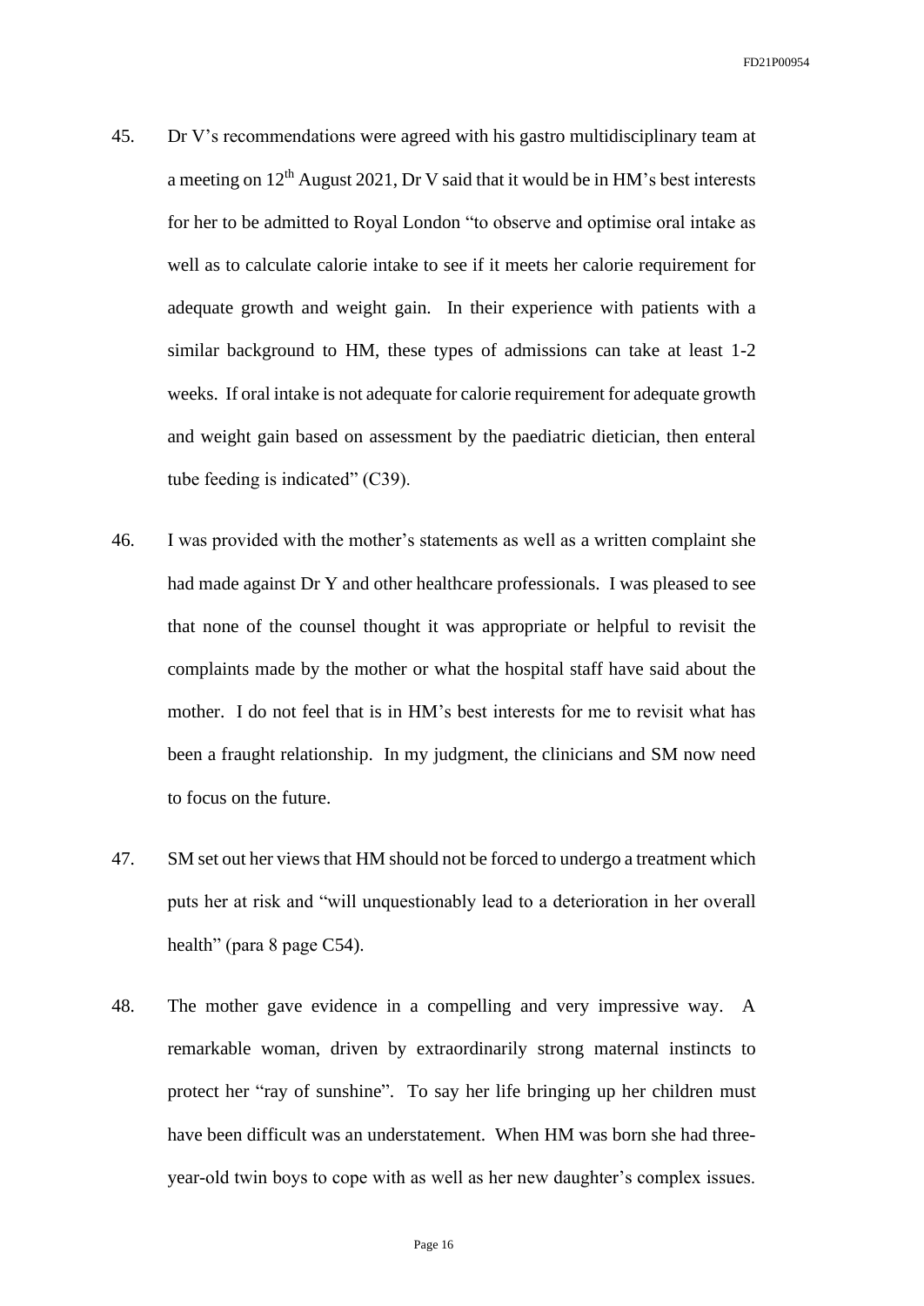45. Dr V's recommendations were agreed with his gastro multidisciplinary team at a meeting on 12th August 2021, Dr V said that it would be in HM's best interests for her to be admitted to Royal London "to observe and optimise oral intake as well as to calculate calorie intake to see if it meets her calorie requirement for adequate growth and weight gain. In their experience with patients with a similar background to HM, these types of admissions can take at least 1-2 weeks. If oral intake is not adequate for calorie requirement for adequate growth and weight gain based on assessment by the paediatric dietician, then enteral tube feeding is indicated" (C39).

46. I was provided with the mother's statements as well as a written complaint she had made against Dr Y and other healthcare professionals. I was pleased to see that none of the counsel thought it was appropriate or helpful to revisit the complaints made by the mother or what the hospital staff have said about the mother. I do not feel that is in HM's best interests for me to revisit what has been a fraught relationship. In my judgment, the clinicians and SM now need to focus on the future.

47. SM set out her views that HM should not be forced to undergo a treatment which puts her at risk and "will unquestionably lead to a deterioration in her overall health" (para 8 page C54).

48. The mother gave evidence in a compelling and very impressive way. A remarkable woman, driven by extraordinarily strong maternal instincts to protect her "ray of sunshine". To say her life bringing up her children must have been difficult was an understatement. When HM was born she had three-year-old twin boys to cope with as well as her new daughter's complex issues.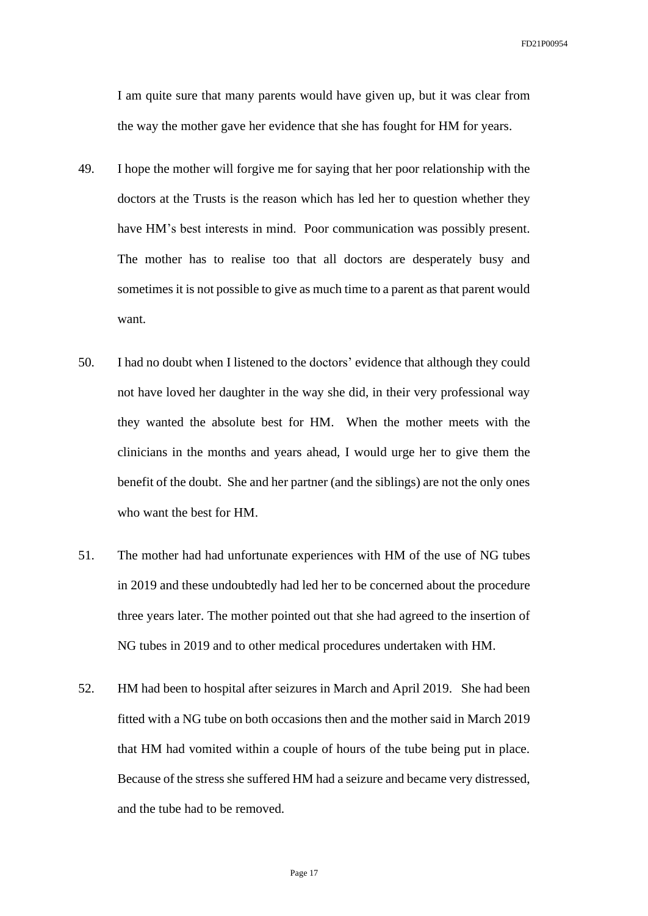I am quite sure that many parents would have given up, but it was clear from the way the mother gave her evidence that she has fought for HM for years.

49. I hope the mother will forgive me for saying that her poor relationship with the doctors at the Trusts is the reason which has led her to question whether they have HM's best interests in mind. Poor communication was possibly present. The mother has to realise too that all doctors are desperately busy and sometimes it is not possible to give as much time to a parent as that parent would want.

50. I had no doubt when I listened to the doctors' evidence that although they could not have loved her daughter in the way she did, in their very professional way they wanted the absolute best for HM. When the mother meets with the clinicians in the months and years ahead, I would urge her to give them the benefit of the doubt. She and her partner (and the siblings) are not the only ones who want the best for HM.

51. The mother had had unfortunate experiences with HM of the use of NG tubes in 2019 and these undoubtedly had led her to be concerned about the procedure three years later. The mother pointed out that she had agreed to the insertion of NG tubes in 2019 and to other medical procedures undertaken with HM.

52. HM had been to hospital after seizures in March and April 2019. She had been fitted with a NG tube on both occasions then and the mother said in March 2019 that HM had vomited within a couple of hours of the tube being put in place. Because of the stress she suffered HM had a seizure and became very distressed, and the tube had to be removed.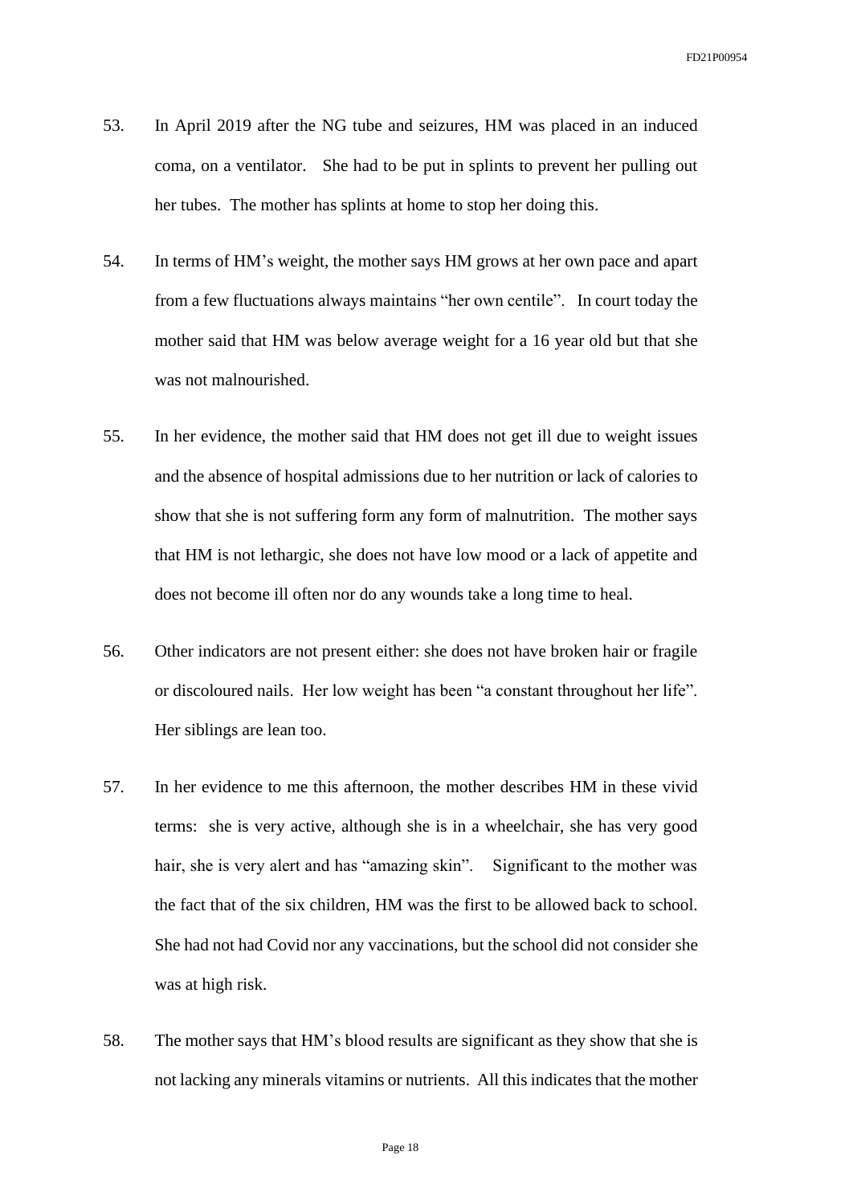53. In April 2019 after the NG tube and seizures, HM was placed in an induced coma, on a ventilator. She had to be put in splints to prevent her pulling out her tubes. The mother has splints at home to stop her doing this.

54. In terms of HM's weight, the mother says HM grows at her own pace and apart from a few fluctuations always maintains "her own centile". In court today the mother said that HM was below average weight for a 16 year old but that she was not malnourished.

55. In her evidence, the mother said that HM does not get ill due to weight issues and the absence of hospital admissions due to her nutrition or lack of calories to show that she is not suffering form any form of malnutrition. The mother says that HM is not lethargic, she does not have low mood or a lack of appetite and does not become ill often nor do any wounds take a long time to heal.

56. Other indicators are not present either: she does not have broken hair or fragile or discoloured nails. Her low weight has been "a constant throughout her life". Her siblings are lean too.

57. In her evidence to me this afternoon, the mother describes HM in these vivid terms: she is very active, although she is in a wheelchair, she has very good hair, she is very alert and has "amazing skin". Significant to the mother was the fact that of the six children, HM was the first to be allowed back to school. She had not had Covid nor any vaccinations, but the school did not consider she was at high risk.

58. The mother says that HM's blood results are significant as they show that she is not lacking any minerals vitamins or nutrients. All this indicates that the mother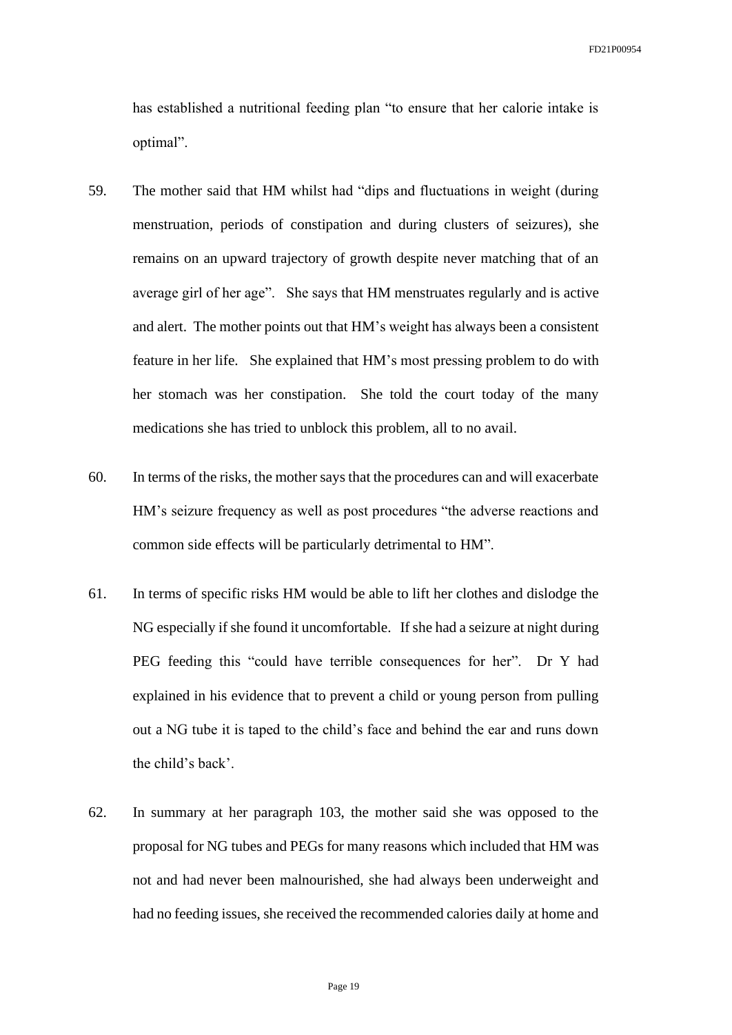has established a nutritional feeding plan "to ensure that her calorie intake is optimal".

59. The mother said that HM whilst had "dips and fluctuations in weight (during menstruation, periods of constipation and during clusters of seizures), she remains on an upward trajectory of growth despite never matching that of an average girl of her age". She says that HM menstruates regularly and is active and alert. The mother points out that HM's weight has always been a consistent feature in her life. She explained that HM's most pressing problem to do with her stomach was her constipation. She told the court today of the many medications she has tried to unblock this problem, all to no avail.

60. In terms of the risks, the mother says that the procedures can and will exacerbate HM's seizure frequency as well as post procedures "the adverse reactions and common side effects will be particularly detrimental to HM".

61. In terms of specific risks HM would be able to lift her clothes and dislodge the NG especially if she found it uncomfortable. If she had a seizure at night during PEG feeding this "could have terrible consequences for her". Dr Y had explained in his evidence that to prevent a child or young person from pulling out a NG tube it is taped to the child's face and behind the ear and runs down the child's back'.

62. In summary at her paragraph 103, the mother said she was opposed to the proposal for NG tubes and PEGs for many reasons which included that HM was not and had never been malnourished, she had always been underweight and had no feeding issues, she received the recommended calories daily at home and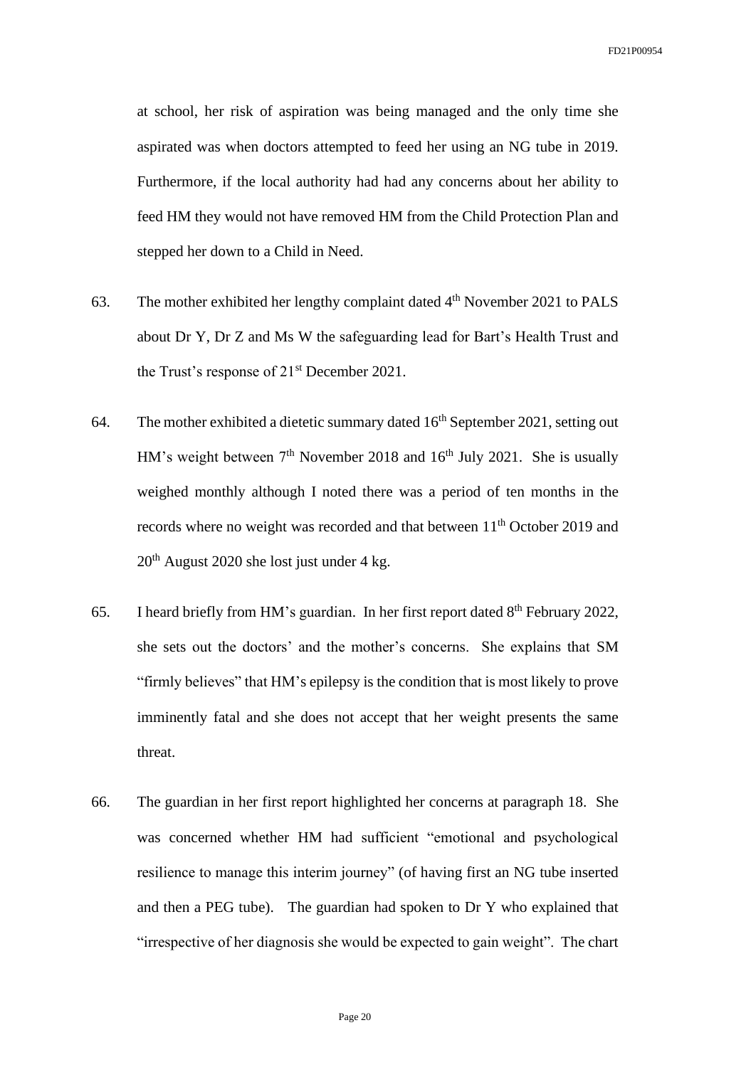at school, her risk of aspiration was being managed and the only time she aspirated was when doctors attempted to feed her using an NG tube in 2019. Furthermore, if the local authority had had any concerns about her ability to feed HM they would not have removed HM from the Child Protection Plan and stepped her down to a Child in Need.

63. The mother exhibited her lengthy complaint dated 4th November 2021 to PALS about Dr Y, Dr Z and Ms W the safeguarding lead for Bart's Health Trust and the Trust's response of 21st December 2021.

64. The mother exhibited a dietetic summary dated 16th September 2021, setting out HM's weight between 7th November 2018 and 16th July 2021. She is usually weighed monthly although I noted there was a period of ten months in the records where no weight was recorded and that between 11th October 2019 and 20th August 2020 she lost just under 4 kg.

65. I heard briefly from HM's guardian. In her first report dated 8th February 2022, she sets out the doctors' and the mother's concerns. She explains that SM "firmly believes" that HM's epilepsy is the condition that is most likely to prove imminently fatal and she does not accept that her weight presents the same threat.

66. The guardian in her first report highlighted her concerns at paragraph 18. She was concerned whether HM had sufficient "emotional and psychological resilience to manage this interim journey" (of having first an NG tube inserted and then a PEG tube). The guardian had spoken to Dr Y who explained that "irrespective of her diagnosis she would be expected to gain weight". The chart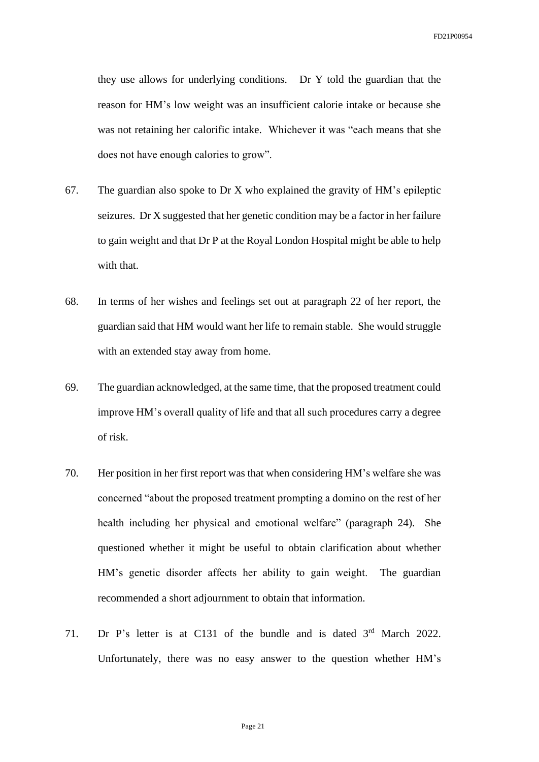they use allows for underlying conditions. Dr Y told the guardian that the reason for HM's low weight was an insufficient calorie intake or because she was not retaining her calorific intake. Whichever it was "each means that she does not have enough calories to grow".

67. The guardian also spoke to Dr X who explained the gravity of HM's epileptic seizures. Dr X suggested that her genetic condition may be a factor in her failure to gain weight and that Dr P at the Royal London Hospital might be able to help with that.

68. In terms of her wishes and feelings set out at paragraph 22 of her report, the guardian said that HM would want her life to remain stable. She would struggle with an extended stay away from home.

69. The guardian acknowledged, at the same time, that the proposed treatment could improve HM's overall quality of life and that all such procedures carry a degree of risk.

70. Her position in her first report was that when considering HM's welfare she was concerned "about the proposed treatment prompting a domino on the rest of her health including her physical and emotional welfare" (paragraph 24). She questioned whether it might be useful to obtain clarification about whether HM's genetic disorder affects her ability to gain weight. The guardian recommended a short adjournment to obtain that information.

71. Dr P's letter is at C131 of the bundle and is dated 3rd March 2022. Unfortunately, there was no easy answer to the question whether HM's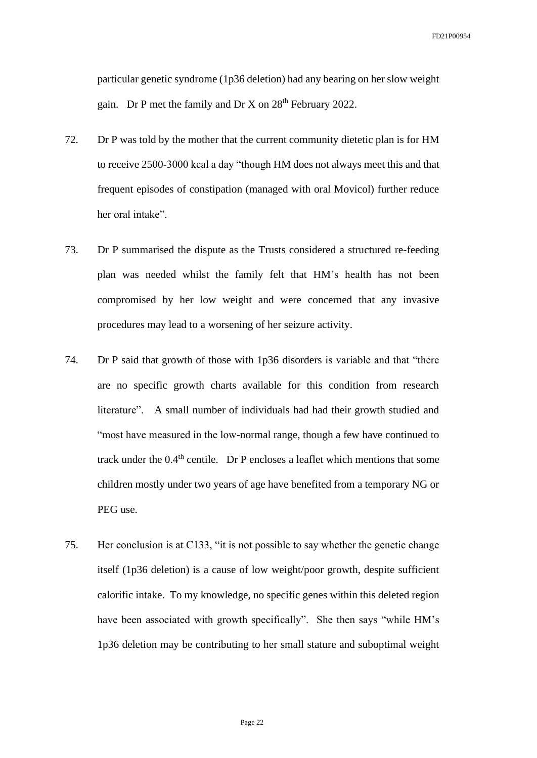particular genetic syndrome (1p36 deletion) had any bearing on her slow weight gain. Dr P met the family and Dr X on 28th February 2022.

72. Dr P was told by the mother that the current community dietetic plan is for HM to receive 2500-3000 kcal a day "though HM does not always meet this and that frequent episodes of constipation (managed with oral Movicol) further reduce her oral intake".

73. Dr P summarised the dispute as the Trusts considered a structured re-feeding plan was needed whilst the family felt that HM's health has not been compromised by her low weight and were concerned that any invasive procedures may lead to a worsening of her seizure activity.

74. Dr P said that growth of those with 1p36 disorders is variable and that "there are no specific growth charts available for this condition from research literature". A small number of individuals had had their growth studied and "most have measured in the low-normal range, though a few have continued to track under the 0.4th centile. Dr P encloses a leaflet which mentions that some children mostly under two years of age have benefited from a temporary NG or PEG use.

75. Her conclusion is at C133, "it is not possible to say whether the genetic change itself (1p36 deletion) is a cause of low weight/poor growth, despite sufficient calorific intake. To my knowledge, no specific genes within this deleted region have been associated with growth specifically". She then says "while HM's 1p36 deletion may be contributing to her small stature and suboptimal weight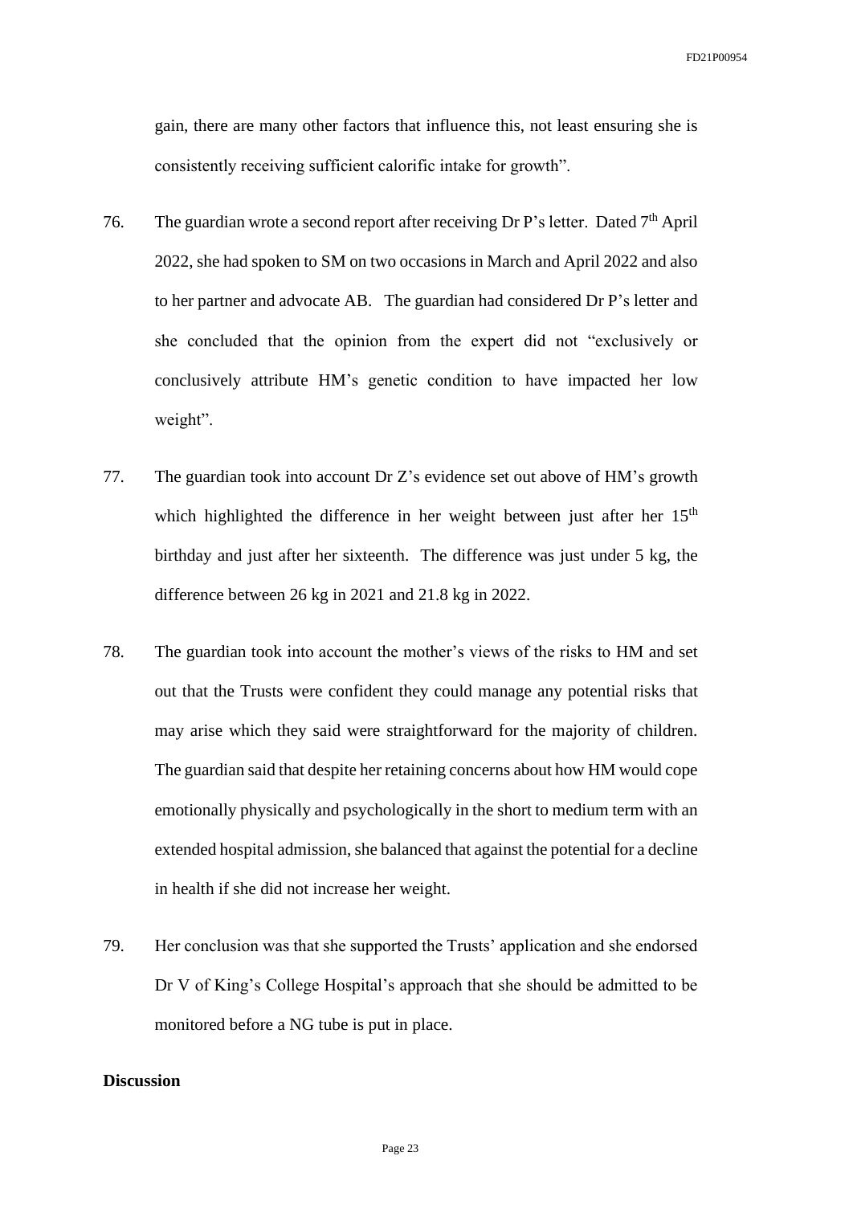gain, there are many other factors that influence this, not least ensuring she is consistently receiving sufficient calorific intake for growth".

76. The guardian wrote a second report after receiving Dr P's letter. Dated 7th April 2022, she had spoken to SM on two occasions in March and April 2022 and also to her partner and advocate AB. The guardian had considered Dr P's letter and she concluded that the opinion from the expert did not "exclusively or conclusively attribute HM's genetic condition to have impacted her low weight".

77. The guardian took into account Dr Z's evidence set out above of HM's growth which highlighted the difference in her weight between just after her 15th birthday and just after her sixteenth. The difference was just under 5 kg, the difference between 26 kg in 2021 and 21.8 kg in 2022.

78. The guardian took into account the mother's views of the risks to HM and set out that the Trusts were confident they could manage any potential risks that may arise which they said were straightforward for the majority of children. The guardian said that despite her retaining concerns about how HM would cope emotionally physically and psychologically in the short to medium term with an extended hospital admission, she balanced that against the potential for a decline in health if she did not increase her weight.

79. Her conclusion was that she supported the Trusts' application and she endorsed Dr V of King's College Hospital's approach that she should be admitted to be monitored before a NG tube is put in place.

**Discussion**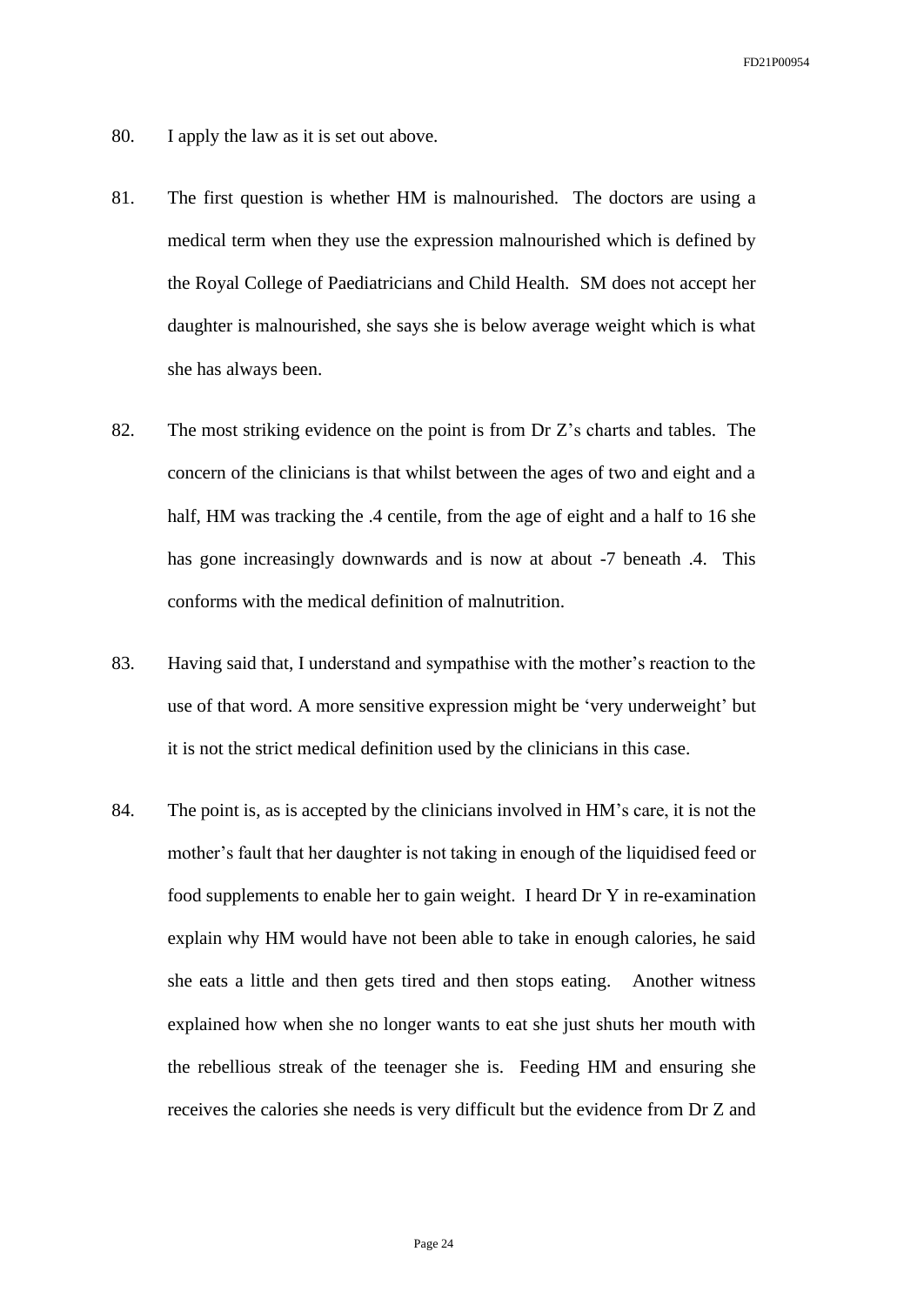80. I apply the law as it is set out above.

81. The first question is whether HM is malnourished. The doctors are using a medical term when they use the expression malnourished which is defined by the Royal College of Paediatricians and Child Health. SM does not accept her daughter is malnourished, she says she is below average weight which is what she has always been.

82. The most striking evidence on the point is from Dr Z's charts and tables. The concern of the clinicians is that whilst between the ages of two and eight and a half, HM was tracking the .4 centile, from the age of eight and a half to 16 she has gone increasingly downwards and is now at about -7 beneath .4. This conforms with the medical definition of malnutrition.

83. Having said that, I understand and sympathise with the mother's reaction to the use of that word. A more sensitive expression might be 'very underweight' but it is not the strict medical definition used by the clinicians in this case.

84. The point is, as is accepted by the clinicians involved in HM's care, it is not the mother's fault that her daughter is not taking in enough of the liquidised feed or food supplements to enable her to gain weight. I heard Dr Y in re-examination explain why HM would have not been able to take in enough calories, he said she eats a little and then gets tired and then stops eating. Another witness explained how when she no longer wants to eat she just shuts her mouth with the rebellious streak of the teenager she is. Feeding HM and ensuring she receives the calories she needs is very difficult but the evidence from Dr Z and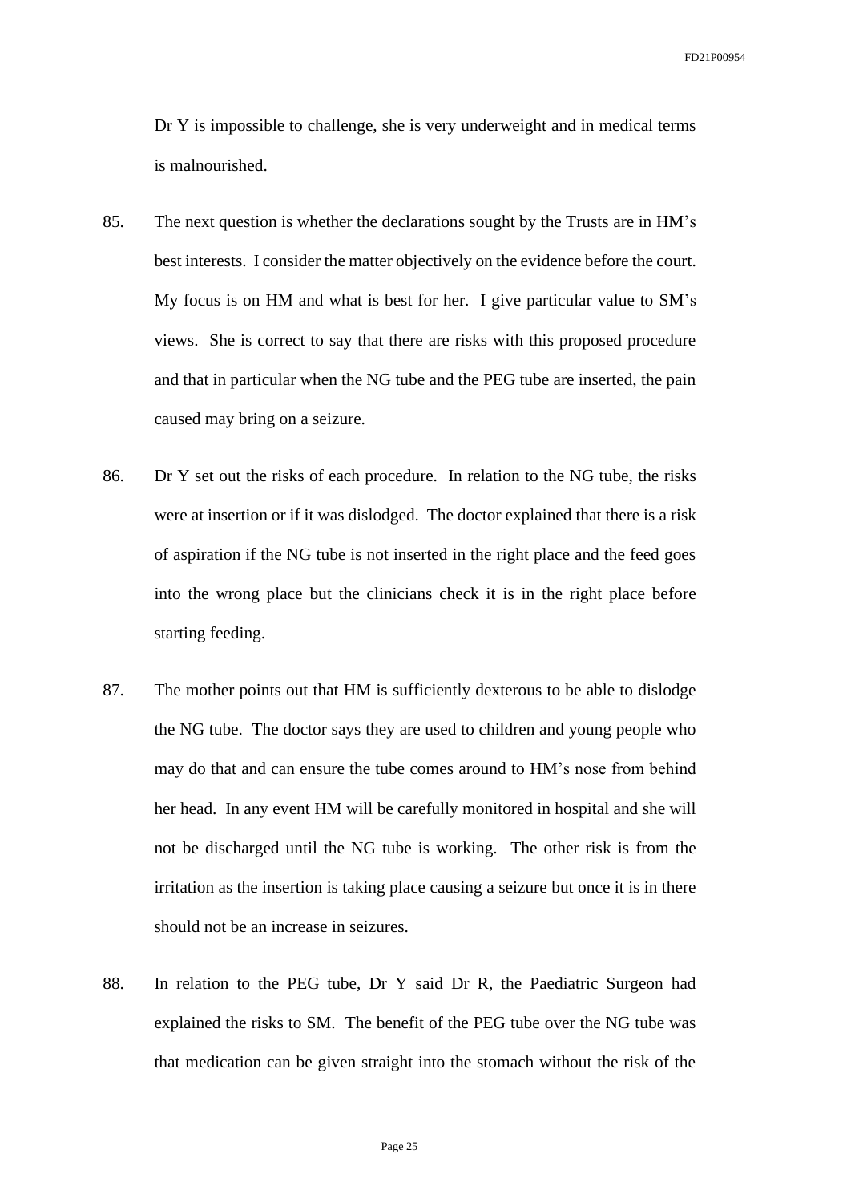Dr Y is impossible to challenge, she is very underweight and in medical terms is malnourished.

85. The next question is whether the declarations sought by the Trusts are in HM's best interests. I consider the matter objectively on the evidence before the court. My focus is on HM and what is best for her. I give particular value to SM's views. She is correct to say that there are risks with this proposed procedure and that in particular when the NG tube and the PEG tube are inserted, the pain caused may bring on a seizure.

86. Dr Y set out the risks of each procedure. In relation to the NG tube, the risks were at insertion or if it was dislodged. The doctor explained that there is a risk of aspiration if the NG tube is not inserted in the right place and the feed goes into the wrong place but the clinicians check it is in the right place before starting feeding.

87. The mother points out that HM is sufficiently dexterous to be able to dislodge the NG tube. The doctor says they are used to children and young people who may do that and can ensure the tube comes around to HM's nose from behind her head. In any event HM will be carefully monitored in hospital and she will not be discharged until the NG tube is working. The other risk is from the irritation as the insertion is taking place causing a seizure but once it is in there should not be an increase in seizures.

88. In relation to the PEG tube, Dr Y said Dr R, the Paediatric Surgeon had explained the risks to SM. The benefit of the PEG tube over the NG tube was that medication can be given straight into the stomach without the risk of the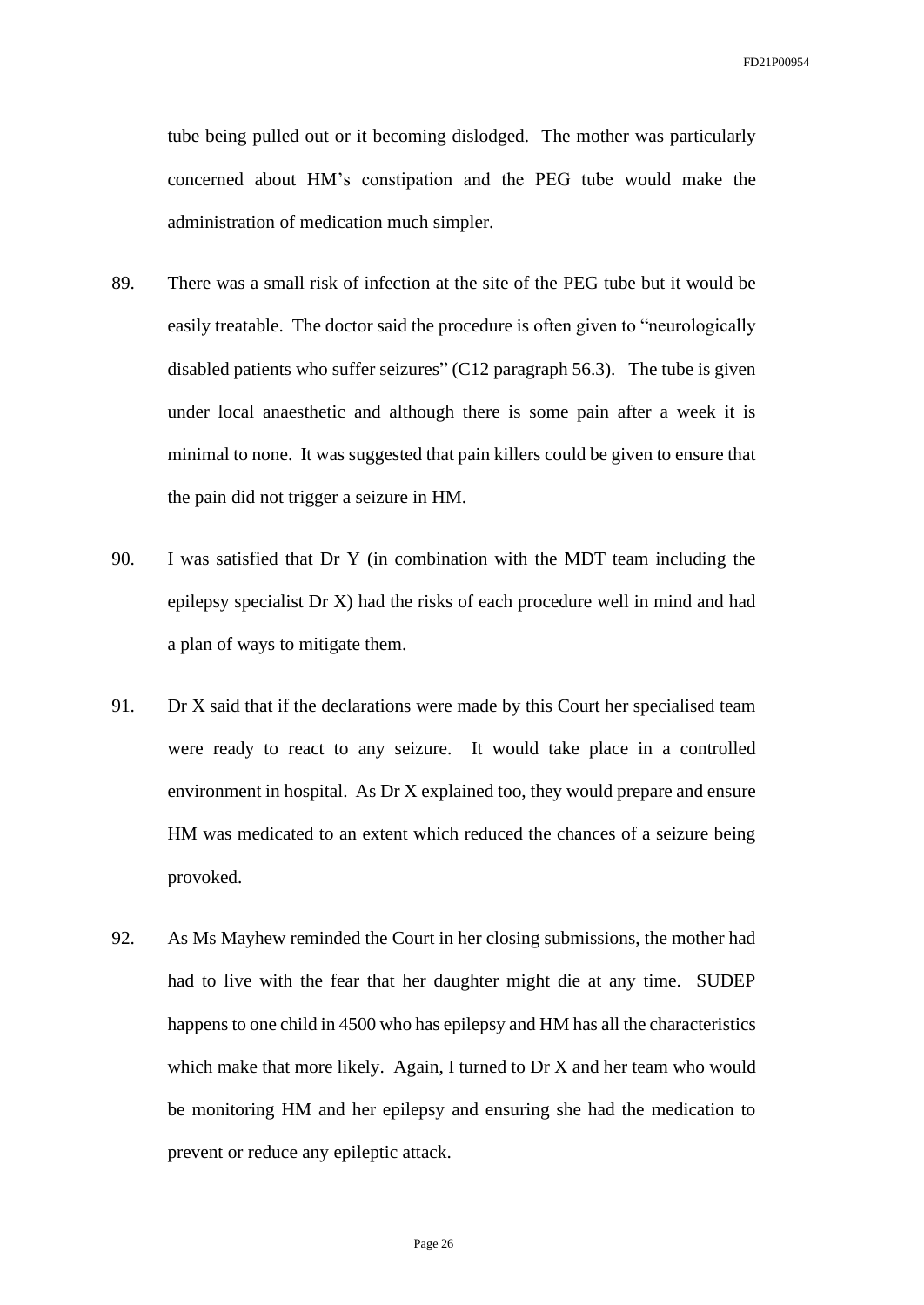tube being pulled out or it becoming dislodged. The mother was particularly concerned about HM's constipation and the PEG tube would make the administration of medication much simpler.

89. There was a small risk of infection at the site of the PEG tube but it would be easily treatable. The doctor said the procedure is often given to "neurologically disabled patients who suffer seizures" (C12 paragraph 56.3). The tube is given under local anaesthetic and although there is some pain after a week it is minimal to none. It was suggested that pain killers could be given to ensure that the pain did not trigger a seizure in HM.

90. I was satisfied that Dr Y (in combination with the MDT team including the epilepsy specialist Dr X) had the risks of each procedure well in mind and had a plan of ways to mitigate them.

91. Dr X said that if the declarations were made by this Court her specialised team were ready to react to any seizure. It would take place in a controlled environment in hospital. As Dr X explained too, they would prepare and ensure HM was medicated to an extent which reduced the chances of a seizure being provoked.

92. As Ms Mayhew reminded the Court in her closing submissions, the mother had had to live with the fear that her daughter might die at any time. SUDEP happens to one child in 4500 who has epilepsy and HM has all the characteristics which make that more likely. Again, I turned to Dr X and her team who would be monitoring HM and her epilepsy and ensuring she had the medication to prevent or reduce any epileptic attack.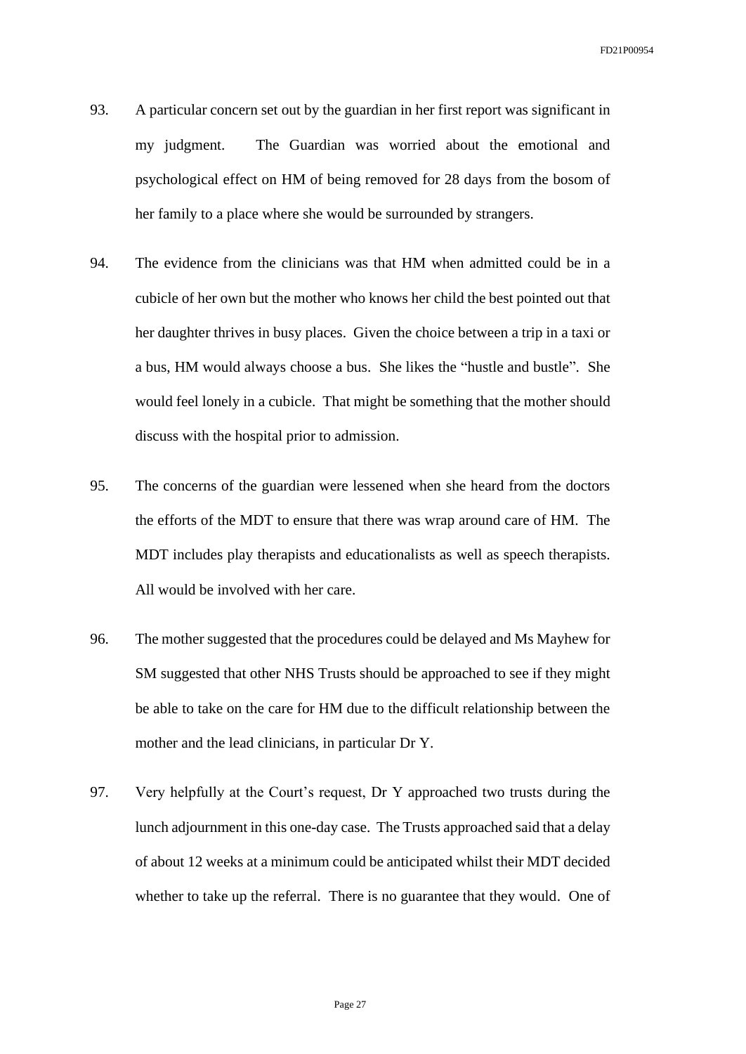93. A particular concern set out by the guardian in her first report was significant in my judgment. The Guardian was worried about the emotional and psychological effect on HM of being removed for 28 days from the bosom of her family to a place where she would be surrounded by strangers.

94. The evidence from the clinicians was that HM when admitted could be in a cubicle of her own but the mother who knows her child the best pointed out that her daughter thrives in busy places. Given the choice between a trip in a taxi or a bus, HM would always choose a bus. She likes the "hustle and bustle". She would feel lonely in a cubicle. That might be something that the mother should discuss with the hospital prior to admission.

95. The concerns of the guardian were lessened when she heard from the doctors the efforts of the MDT to ensure that there was wrap around care of HM. The MDT includes play therapists and educationalists as well as speech therapists. All would be involved with her care.

96. The mother suggested that the procedures could be delayed and Ms Mayhew for SM suggested that other NHS Trusts should be approached to see if they might be able to take on the care for HM due to the difficult relationship between the mother and the lead clinicians, in particular Dr Y.

97. Very helpfully at the Court's request, Dr Y approached two trusts during the lunch adjournment in this one-day case. The Trusts approached said that a delay of about 12 weeks at a minimum could be anticipated whilst their MDT decided whether to take up the referral. There is no guarantee that they would. One of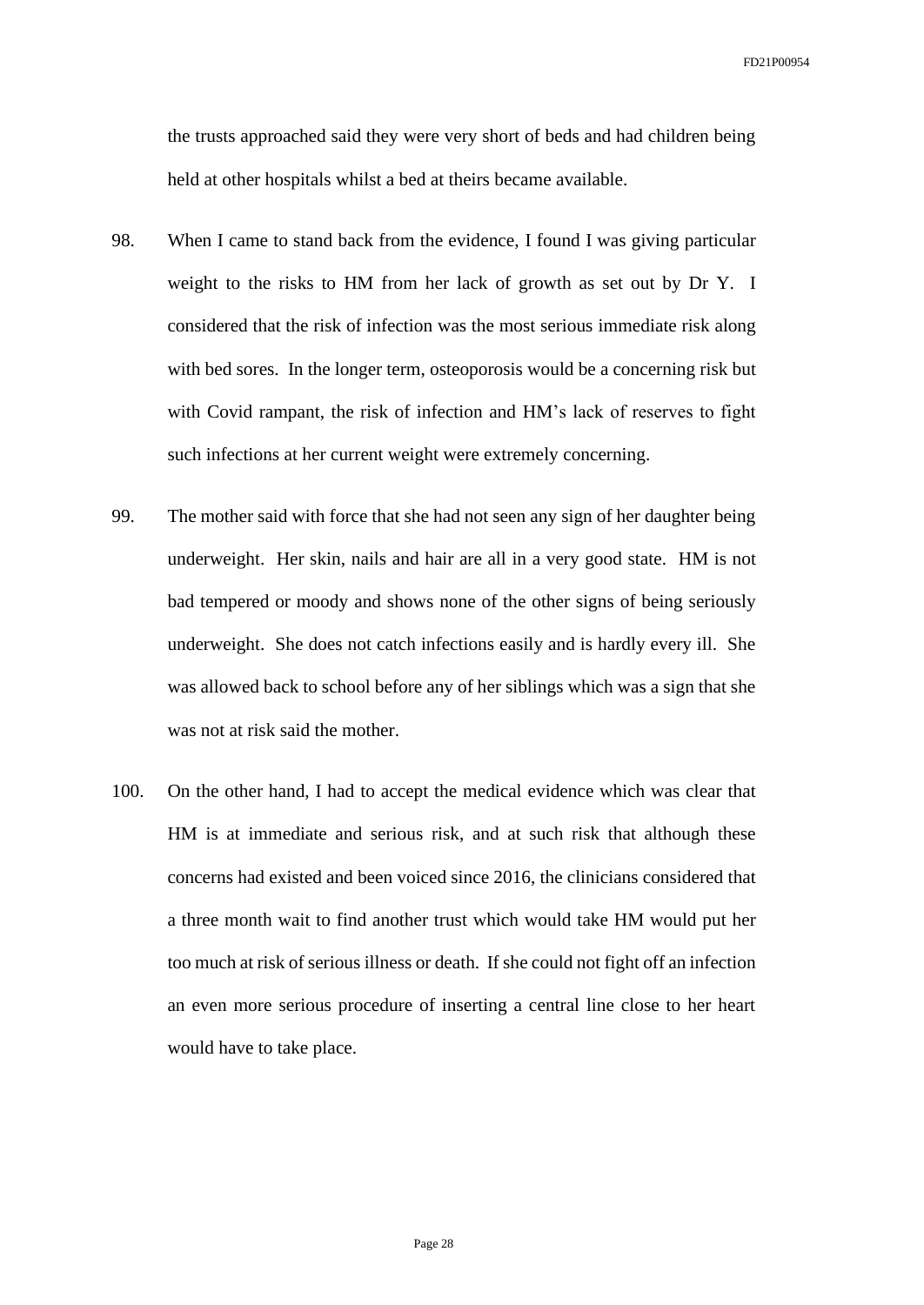the trusts approached said they were very short of beds and had children being held at other hospitals whilst a bed at theirs became available.

98. When I came to stand back from the evidence, I found I was giving particular weight to the risks to HM from her lack of growth as set out by Dr Y. I considered that the risk of infection was the most serious immediate risk along with bed sores. In the longer term, osteoporosis would be a concerning risk but with Covid rampant, the risk of infection and HM's lack of reserves to fight such infections at her current weight were extremely concerning.

99. The mother said with force that she had not seen any sign of her daughter being underweight. Her skin, nails and hair are all in a very good state. HM is not bad tempered or moody and shows none of the other signs of being seriously underweight. She does not catch infections easily and is hardly every ill. She was allowed back to school before any of her siblings which was a sign that she was not at risk said the mother.

100. On the other hand, I had to accept the medical evidence which was clear that HM is at immediate and serious risk, and at such risk that although these concerns had existed and been voiced since 2016, the clinicians considered that a three month wait to find another trust which would take HM would put her too much at risk of serious illness or death. If she could not fight off an infection an even more serious procedure of inserting a central line close to her heart would have to take place.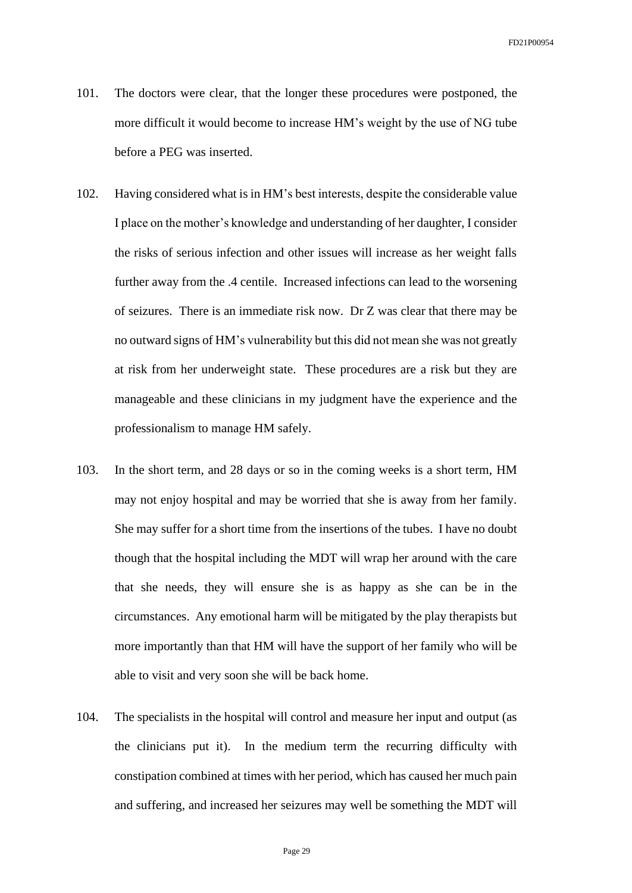101. The doctors were clear, that the longer these procedures were postponed, the more difficult it would become to increase HM's weight by the use of NG tube before a PEG was inserted.

102. Having considered what is in HM's best interests, despite the considerable value I place on the mother's knowledge and understanding of her daughter, I consider the risks of serious infection and other issues will increase as her weight falls further away from the .4 centile. Increased infections can lead to the worsening of seizures. There is an immediate risk now. Dr Z was clear that there may be no outward signs of HM's vulnerability but this did not mean she was not greatly at risk from her underweight state. These procedures are a risk but they are manageable and these clinicians in my judgment have the experience and the professionalism to manage HM safely.

103. In the short term, and 28 days or so in the coming weeks is a short term, HM may not enjoy hospital and may be worried that she is away from her family. She may suffer for a short time from the insertions of the tubes. I have no doubt though that the hospital including the MDT will wrap her around with the care that she needs, they will ensure she is as happy as she can be in the circumstances. Any emotional harm will be mitigated by the play therapists but more importantly than that HM will have the support of her family who will be able to visit and very soon she will be back home.

104. The specialists in the hospital will control and measure her input and output (as the clinicians put it). In the medium term the recurring difficulty with constipation combined at times with her period, which has caused her much pain and suffering, and increased her seizures may well be something the MDT will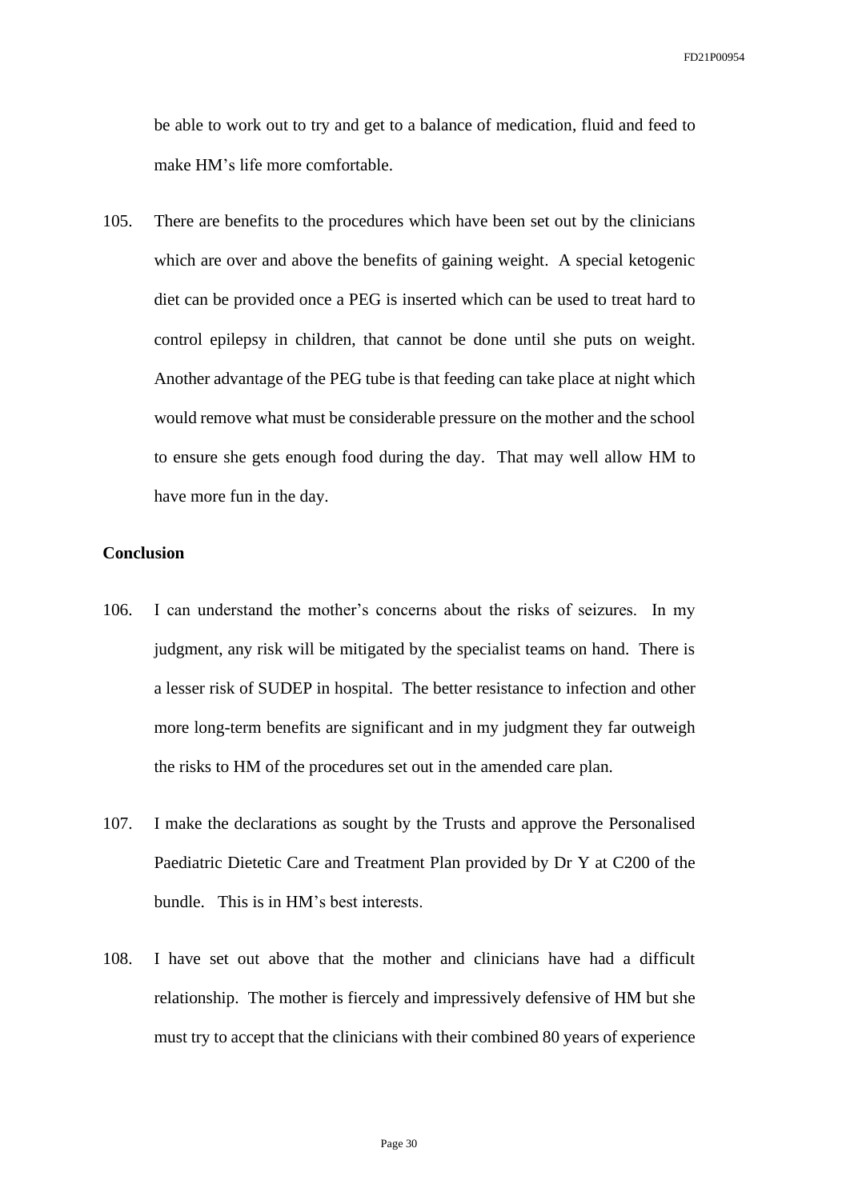be able to work out to try and get to a balance of medication, fluid and feed to make HM's life more comfortable.

105. There are benefits to the procedures which have been set out by the clinicians which are over and above the benefits of gaining weight. A special ketogenic diet can be provided once a PEG is inserted which can be used to treat hard to control epilepsy in children, that cannot be done until she puts on weight. Another advantage of the PEG tube is that feeding can take place at night which would remove what must be considerable pressure on the mother and the school to ensure she gets enough food during the day. That may well allow HM to have more fun in the day.

**Conclusion**

106. I can understand the mother's concerns about the risks of seizures. In my judgment, any risk will be mitigated by the specialist teams on hand. There is a lesser risk of SUDEP in hospital. The better resistance to infection and other more long-term benefits are significant and in my judgment they far outweigh the risks to HM of the procedures set out in the amended care plan.

107. I make the declarations as sought by the Trusts and approve the Personalised Paediatric Dietetic Care and Treatment Plan provided by Dr Y at C200 of the bundle. This is in HM's best interests.

108. I have set out above that the mother and clinicians have had a difficult relationship. The mother is fiercely and impressively defensive of HM but she must try to accept that the clinicians with their combined 80 years of experience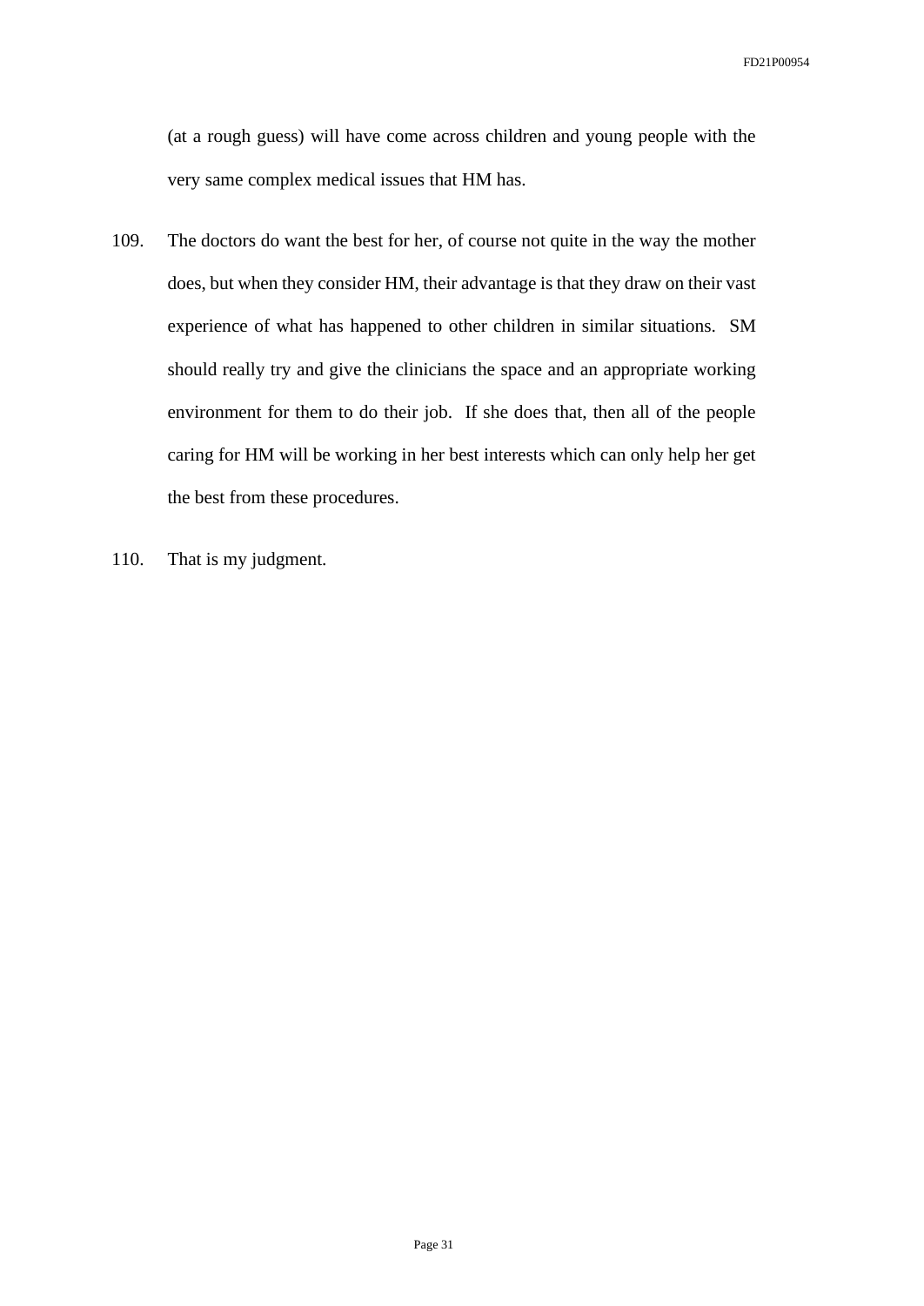(at a rough guess) will have come across children and young people with the very same complex medical issues that HM has.

109. The doctors do want the best for her, of course not quite in the way the mother does, but when they consider HM, their advantage is that they draw on their vast experience of what has happened to other children in similar situations. SM should really try and give the clinicians the space and an appropriate working environment for them to do their job. If she does that, then all of the people caring for HM will be working in her best interests which can only help her get the best from these procedures.

110. That is my judgment.